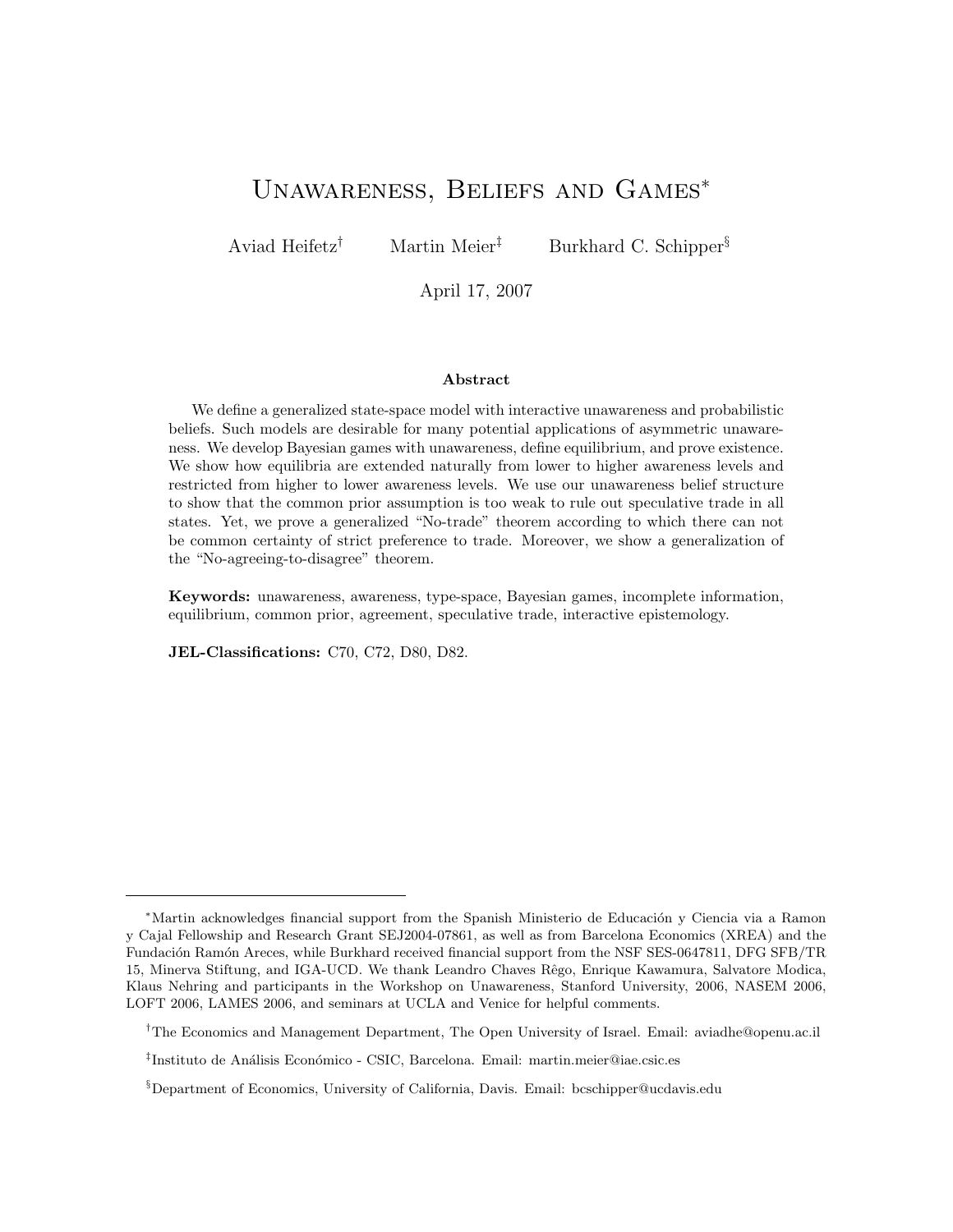# Unawareness, Beliefs and Games*

Aviad Heifetz[†] Martin Meier[‡] Burkhard C. Schipper[§]

April 17, 2007

### Abstract

We define a generalized state-space model with interactive unawareness and probabilistic beliefs. Such models are desirable for many potential applications of asymmetric unawareness. We develop Bayesian games with unawareness, define equilibrium, and prove existence. We show how equilibria are extended naturally from lower to higher awareness levels and restricted from higher to lower awareness levels. We use our unawareness belief structure to show that the common prior assumption is too weak to rule out speculative trade in all states. Yet, we prove a generalized "No-trade" theorem according to which there can not be common certainty of strict preference to trade. Moreover, we show a generalization of the "No-agreeing-to-disagree" theorem.

**Keywords:** unawareness, awareness, type-space, Bayesian games, incomplete information, equilibrium, common prior, agreement, speculative trade, interactive epistemology.

**JEL-Classifications:** C70, C72, D80, D82.

---

*Martin acknowledges financial support from the Spanish Ministerio de Educación y Ciencia via a Ramon y Cajal Fellowship and Research Grant SEJ2004-07861, as well as from Barcelona Economics (XREA) and the Fundación Ramón Areces, while Burkhard received financial support from the NSF SES-0647811, DFG SFB/TR 15, Minerva Stiftung, and IGA-UCD. We thank Leandro Chaves Rêgo, Enrique Kawamura, Salvatore Modica, Klaus Nehring and participants in the Workshop on Unawareness, Stanford University, 2006, NASEM 2006, LOFT 2006, LAMES 2006, and seminars at UCLA and Venice for helpful comments.

[†]The Economics and Management Department, The Open University of Israel. Email: aviadhe@openu.ac.il

[‡]Instituto de Análisis Económico - CSIC, Barcelona. Email: martin.meier@iae.csic.es

[§]Department of Economics, University of California, Davis. Email: bcschipper@ucdavis.edu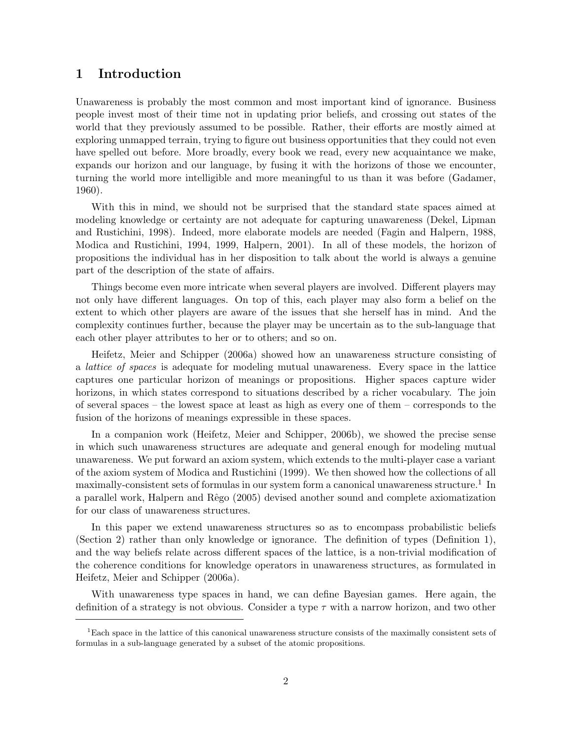# 1 Introduction

Unawareness is probably the most common and most important kind of ignorance. Business people invest most of their time not in updating prior beliefs, and crossing out states of the world that they previously assumed to be possible. Rather, their efforts are mostly aimed at exploring unmapped terrain, trying to figure out business opportunities that they could not even have spelled out before. More broadly, every book we read, every new acquaintance we make, expands our horizon and our language, by fusing it with the horizons of those we encounter, turning the world more intelligible and more meaningful to us than it was before (Gadamer, 1960).

With this in mind, we should not be surprised that the standard state spaces aimed at modeling knowledge or certainty are not adequate for capturing unawareness (Dekel, Lipman and Rustichini, 1998). Indeed, more elaborate models are needed (Fagin and Halpern, 1988, Modica and Rustichini, 1994, 1999, Halpern, 2001). In all of these models, the horizon of propositions the individual has in her disposition to talk about the world is always a genuine part of the description of the state of affairs.

Things become even more intricate when several players are involved. Different players may not only have different languages. On top of this, each player may also form a belief on the extent to which other players are aware of the issues that she herself has in mind. And the complexity continues further, because the player may be uncertain as to the sub-language that each other player attributes to her or to others; and so on.

Heifetz, Meier and Schipper (2006a) showed how an unawareness structure consisting of a *lattice of spaces* is adequate for modeling mutual unawareness. Every space in the lattice captures one particular horizon of meanings or propositions. Higher spaces capture wider horizons, in which states correspond to situations described by a richer vocabulary. The join of several spaces – the lowest space at least as high as every one of them – corresponds to the fusion of the horizons of meanings expressible in these spaces.

In a companion work (Heifetz, Meier and Schipper, 2006b), we showed the precise sense in which such unawareness structures are adequate and general enough for modeling mutual unawareness. We put forward an axiom system, which extends to the multi-player case a variant of the axiom system of Modica and Rustichini (1999). We then showed how the collections of all maximally-consistent sets of formulas in our system form a canonical unawareness structure.[1] In a parallel work, Halpern and Rêgo (2005) devised another sound and complete axiomatization for our class of unawareness structures.

In this paper we extend unawareness structures so as to encompass probabilistic beliefs (Section 2) rather than only knowledge or ignorance. The definition of types (Definition 1), and the way beliefs relate across different spaces of the lattice, is a non-trivial modification of the coherence conditions for knowledge operators in unawareness structures, as formulated in Heifetz, Meier and Schipper (2006a).

With unawareness type spaces in hand, we can define Bayesian games. Here again, the definition of a strategy is not obvious. Consider a type $\tau$ with a narrow horizon, and two other

[1] Each space in the lattice of this canonical unawareness structure consists of the maximally consistent sets of formulas in a sub-language generated by a subset of the atomic propositions.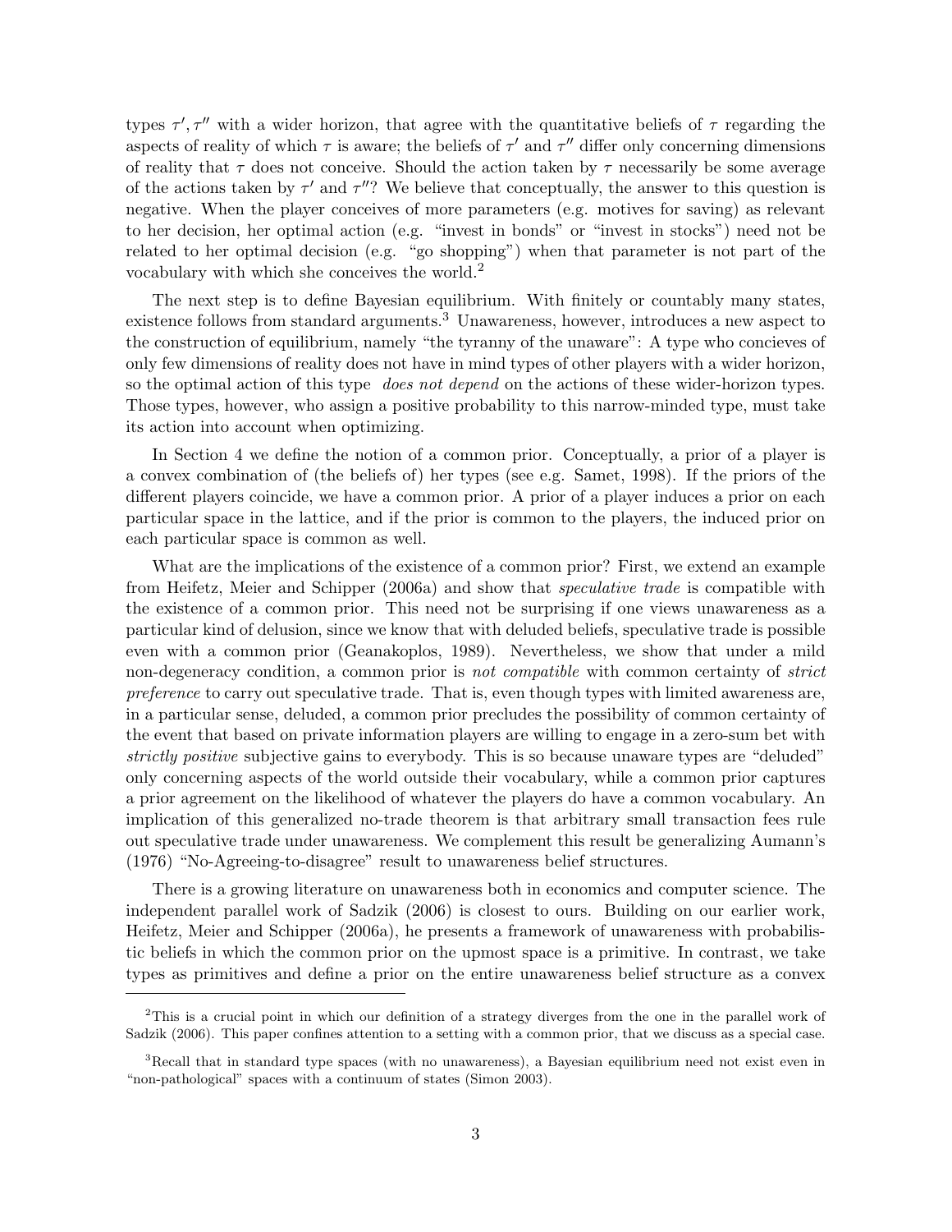types $\tau', \tau''$ with a wider horizon, that agree with the quantitative beliefs of $\tau$ regarding the aspects of reality of which $\tau$ is aware; the beliefs of $\tau'$ and $\tau''$ differ only concerning dimensions of reality that $\tau$ does not conceive. Should the action taken by $\tau$ necessarily be some average of the actions taken by $\tau'$ and $\tau''$? We believe that conceptually, the answer to this question is negative. When the player conceives of more parameters (e.g. motives for saving) as relevant to her decision, her optimal action (e.g. "invest in bonds" or "invest in stocks") need not be related to her optimal decision (e.g. "go shopping") when that parameter is not part of the vocabulary with which she conceives the world.[2]

The next step is to define Bayesian equilibrium. With finitely or countably many states, existence follows from standard arguments.[3] Unawareness, however, introduces a new aspect to the construction of equilibrium, namely "the tyranny of the unaware": A type who concieves of only few dimensions of reality does not have in mind types of other players with a wider horizon, so the optimal action of this type *does not depend* on the actions of these wider-horizon types. Those types, however, who assign a positive probability to this narrow-minded type, must take its action into account when optimizing.

In Section 4 we define the notion of a common prior. Conceptually, a prior of a player is a convex combination of (the beliefs of) her types (see e.g. Samet, 1998). If the priors of the different players coincide, we have a common prior. A prior of a player induces a prior on each particular space in the lattice, and if the prior is common to the players, the induced prior on each particular space is common as well.

What are the implications of the existence of a common prior? First, we extend an example from Heifetz, Meier and Schipper (2006a) and show that *speculative trade* is compatible with the existence of a common prior. This need not be surprising if one views unawareness as a particular kind of delusion, since we know that with deluded beliefs, speculative trade is possible even with a common prior (Geanakoplos, 1989). Nevertheless, we show that under a mild non-degeneracy condition, a common prior is *not compatible* with common certainty of *strict preference* to carry out speculative trade. That is, even though types with limited awareness are, in a particular sense, deluded, a common prior precludes the possibility of common certainty of the event that based on private information players are willing to engage in a zero-sum bet with *strictly positive* subjective gains to everybody. This is so because unaware types are "deluded" only concerning aspects of the world outside their vocabulary, while a common prior captures a prior agreement on the likelihood of whatever the players do have a common vocabulary. An implication of this generalized no-trade theorem is that arbitrary small transaction fees rule out speculative trade under unawareness. We complement this result be generalizing Aumann's (1976) "No-Agreeing-to-disagree" result to unawareness belief structures.

There is a growing literature on unawareness both in economics and computer science. The independent parallel work of Sadzik (2006) is closest to ours. Building on our earlier work, Heifetz, Meier and Schipper (2006a), he presents a framework of unawareness with probabilistic beliefs in which the common prior on the upmost space is a primitive. In contrast, we take types as primitives and define a prior on the entire unawareness belief structure as a convex

---

[2] This is a crucial point in which our definition of a strategy diverges from the one in the parallel work of Sadzik (2006). This paper confines attention to a setting with a common prior, that we discuss as a special case.

[3] Recall that in standard type spaces (with no unawareness), a Bayesian equilibrium need not exist even in "non-pathological" spaces with a continuum of states (Simon 2003).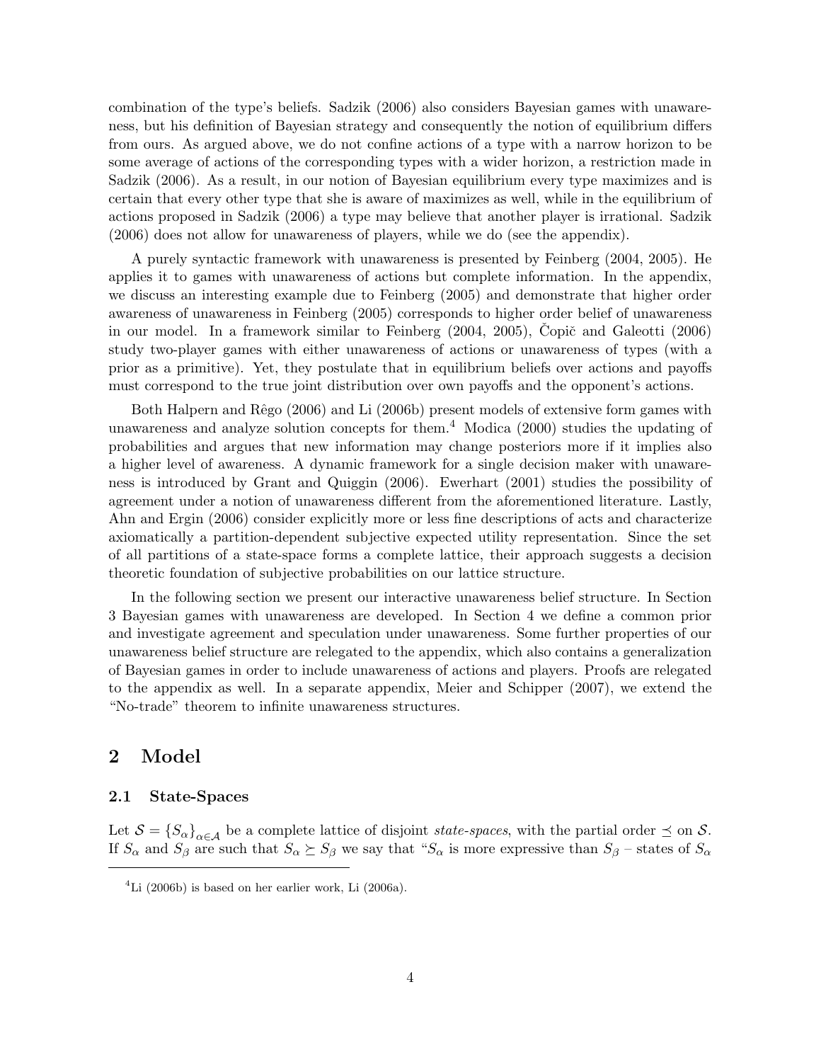combination of the type's beliefs. Sadzik (2006) also considers Bayesian games with unawareness, but his definition of Bayesian strategy and consequently the notion of equilibrium differs from ours. As argued above, we do not confine actions of a type with a narrow horizon to be some average of actions of the corresponding types with a wider horizon, a restriction made in Sadzik (2006). As a result, in our notion of Bayesian equilibrium every type maximizes and is certain that every other type that she is aware of maximizes as well, while in the equilibrium of actions proposed in Sadzik (2006) a type may believe that another player is irrational. Sadzik (2006) does not allow for unawareness of players, while we do (see the appendix).

A purely syntactic framework with unawareness is presented by Feinberg (2004, 2005). He applies it to games with unawareness of actions but complete information. In the appendix, we discuss an interesting example due to Feinberg (2005) and demonstrate that higher order awareness of unawareness in Feinberg (2005) corresponds to higher order belief of unawareness in our model. In a framework similar to Feinberg (2004, 2005), Čopič and Galeotti (2006) study two-player games with either unawareness of actions or unawareness of types (with a prior as a primitive). Yet, they postulate that in equilibrium beliefs over actions and payoffs must correspond to the true joint distribution over own payoffs and the opponent's actions.

Both Halpern and Rêgo (2006) and Li (2006b) present models of extensive form games with unawareness and analyze solution concepts for them.[4] Modica (2000) studies the updating of probabilities and argues that new information may change posteriors more if it implies also a higher level of awareness. A dynamic framework for a single decision maker with unawareness is introduced by Grant and Quiggin (2006). Ewerhart (2001) studies the possibility of agreement under a notion of unawareness different from the aforementioned literature. Lastly, Ahn and Ergin (2006) consider explicitly more or less fine descriptions of acts and characterize axiomatically a partition-dependent subjective expected utility representation. Since the set of all partitions of a state-space forms a complete lattice, their approach suggests a decision theoretic foundation of subjective probabilities on our lattice structure.

In the following section we present our interactive unawareness belief structure. In Section 3 Bayesian games with unawareness are developed. In Section 4 we define a common prior and investigate agreement and speculation under unawareness. Some further properties of our unawareness belief structure are relegated to the appendix, which also contains a generalization of Bayesian games in order to include unawareness of actions and players. Proofs are relegated to the appendix as well. In a separate appendix, Meier and Schipper (2007), we extend the "No-trade" theorem to infinite unawareness structures.

## 2 Model

### 2.1 State-Spaces

Let $\mathcal{S} = \{S_\alpha\}_{\alpha \in \mathcal{A}}$ be a complete lattice of disjoint *state-spaces*, with the partial order $\preceq$ on $\mathcal{S}$. If $S_\alpha$ and $S_\beta$ are such that $S_\alpha \succeq S_\beta$ we say that "$S_\alpha$ is more expressive than $S_\beta$ – states of $S_\alpha$

[4] Li (2006b) is based on her earlier work, Li (2006a).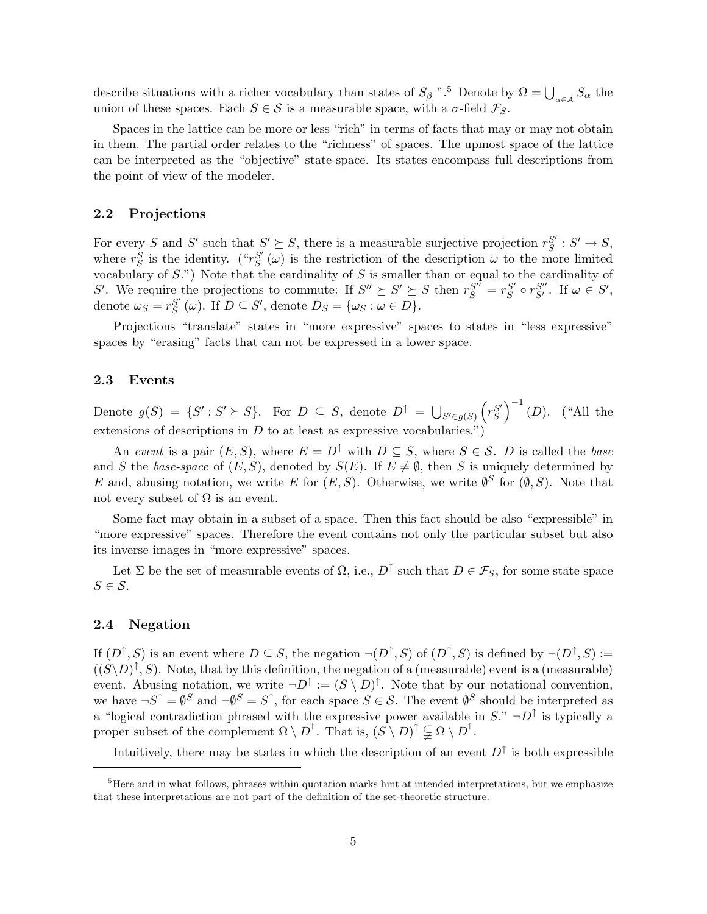describe situations with a richer vocabulary than states of $S_\beta$ ".[5] Denote by $\Omega = \bigcup_{\alpha \in \mathcal{A}} S_\alpha$ the union of these spaces. Each $S \in \mathcal{S}$ is a measurable space, with a $\sigma$-field $\mathcal{F}_S$.

Spaces in the lattice can be more or less "rich" in terms of facts that may or may not obtain in them. The partial order relates to the "richness" of spaces. The upmost space of the lattice can be interpreted as the "objective" state-space. Its states encompass full descriptions from the point of view of the modeler.

### 2.2 Projections

For every $S$ and $S'$ such that $S' \succeq S$, there is a measurable surjective projection $r_S^{S'} : S' \to S$, where $r_S^S$ is the identity. ("$r_S^{S'}(\omega)$ is the restriction of the description $\omega$ to the more limited vocabulary of $S$.") Note that the cardinality of $S$ is smaller than or equal to the cardinality of $S'$. We require the projections to commute: If $S'' \succeq S' \succeq S$ then $r_S^{S''} = r_S^{S'} \circ r_{S'}^{S''}$. If $\omega \in S'$, denote $\omega_S = r_S^{S'}(\omega)$. If $D \subseteq S'$, denote $D_S = \{\omega_S : \omega \in D\}$.

Projections "translate" states in "more expressive" spaces to states in "less expressive" spaces by "erasing" facts that can not be expressed in a lower space.

### 2.3 Events

Denote $g(S) = \{S' : S' \succeq S\}$. For $D \subseteq S$, denote $D^\uparrow = \bigcup_{S' \in g(S)} \left(r_S^{S'}\right)^{-1}(D)$. ("All the extensions of descriptions in $D$ to at least as expressive vocabularies.")

An *event* is a pair $(E, S)$, where $E = D^\uparrow$ with $D \subseteq S$, where $S \in \mathcal{S}$. $D$ is called the *base* and $S$ the *base-space* of $(E, S)$, denoted by $S(E)$. If $E \neq \emptyset$, then $S$ is uniquely determined by $E$ and, abusing notation, we write $E$ for $(E, S)$. Otherwise, we write $\emptyset^S$ for $(\emptyset, S)$. Note that not every subset of $\Omega$ is an event.

Some fact may obtain in a subset of a space. Then this fact should be also "expressible" in "more expressive" spaces. Therefore the event contains not only the particular subset but also its inverse images in "more expressive" spaces.

Let $\Sigma$ be the set of measurable events of $\Omega$, i.e., $D^\uparrow$ such that $D \in \mathcal{F}_S$, for some state space $S \in \mathcal{S}$.

### 2.4 Negation

If $(D^\uparrow, S)$ is an event where $D \subseteq S$, the negation $\neg(D^\uparrow, S)$ of $(D^\uparrow, S)$ is defined by $\neg(D^\uparrow, S) := ((S \backslash D)^\uparrow, S)$. Note, that by this definition, the negation of a (measurable) event is a (measurable) event. Abusing notation, we write $\neg D^\uparrow := (S \setminus D)^\uparrow$. Note that by our notational convention, we have $\neg S^\uparrow = \emptyset^S$ and $\neg \emptyset^S = S^\uparrow$, for each space $S \in \mathcal{S}$. The event $\emptyset^S$ should be interpreted as a "logical contradiction phrased with the expressive power available in $S$." $\neg D^\uparrow$ is typically a proper subset of the complement $\Omega \setminus D^\uparrow$. That is, $(S \setminus D)^\uparrow \subsetneq \Omega \setminus D^\uparrow$.

Intuitively, there may be states in which the description of an event $D^\uparrow$ is both expressible

[5] Here and in what follows, phrases within quotation marks hint at intended interpretations, but we emphasize that these interpretations are not part of the definition of the set-theoretic structure.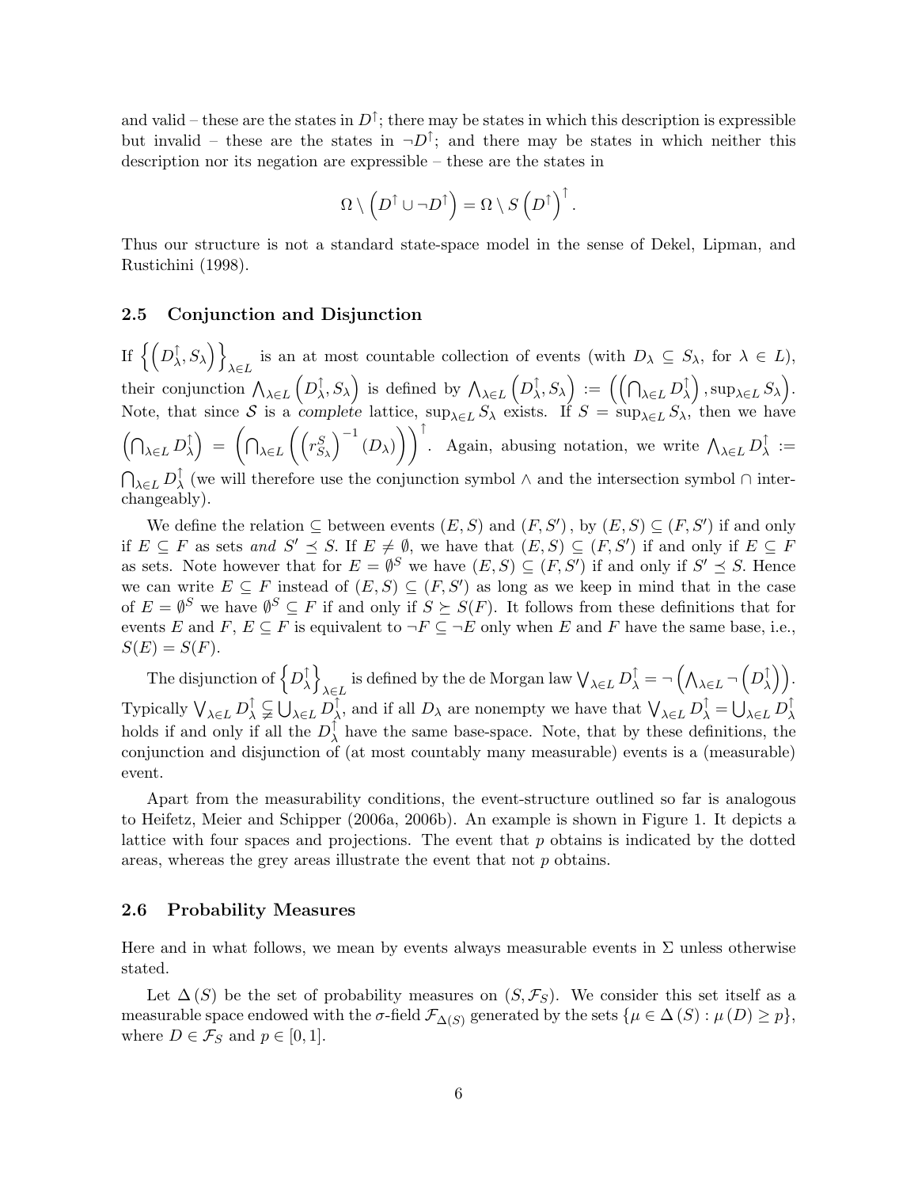and valid – these are the states in $D^{\uparrow}$; there may be states in which this description is expressible but invalid – these are the states in $\neg D^{\uparrow}$; and there may be states in which neither this description nor its negation are expressible – these are the states in

$$\Omega \setminus \left(D^{\uparrow} \cup \neg D^{\uparrow}\right) = \Omega \setminus S\left(D^{\uparrow}\right)^{\uparrow}.$$

Thus our structure is not a standard state-space model in the sense of Dekel, Lipman, and Rustichini (1998).

### 2.5 Conjunction and Disjunction

If $\left\{\left(D_{\lambda}^{\uparrow}, S_{\lambda}\right)\right\}_{\lambda \in L}$ is an at most countable collection of events (with $D_{\lambda} \subseteq S_{\lambda}$, for $\lambda \in L$), their conjunction $\bigwedge_{\lambda \in L}\left(D_{\lambda}^{\uparrow}, S_{\lambda}\right)$ is defined by $\bigwedge_{\lambda \in L}\left(D_{\lambda}^{\uparrow}, S_{\lambda}\right) := \left(\left(\bigcap_{\lambda \in L} D_{\lambda}^{\uparrow}\right), \sup_{\lambda \in L} S_{\lambda}\right)$. Note, that since $\mathcal{S}$ is a *complete* lattice, $\sup_{\lambda \in L} S_{\lambda}$ exists. If $S = \sup_{\lambda \in L} S_{\lambda}$, then we have $\left(\bigcap_{\lambda \in L} D_{\lambda}^{\uparrow}\right) = \left(\bigcap_{\lambda \in L}\left(\left(r_{S_{\lambda}}^{S}\right)^{-1}(D_{\lambda})\right)\right)^{\uparrow}$. Again, abusing notation, we write $\bigwedge_{\lambda \in L} D_{\lambda}^{\uparrow} := \bigcap_{\lambda \in L} D_{\lambda}^{\uparrow}$ (we will therefore use the conjunction symbol $\wedge$ and the intersection symbol $\cap$ interchangeably).

We define the relation $\subseteq$ between events $(E, S)$ and $(F, S')$, by $(E, S) \subseteq (F, S')$ if and only if $E \subseteq F$ as sets *and* $S' \preceq S$. If $E \neq \emptyset$, we have that $(E, S) \subseteq (F, S')$ if and only if $E \subseteq F$ as sets. Note however that for $E = \emptyset^{S}$ we have $(E, S) \subseteq (F, S')$ if and only if $S' \preceq S$. Hence we can write $E \subseteq F$ instead of $(E, S) \subseteq (F, S')$ as long as we keep in mind that in the case of $E = \emptyset^{S}$ we have $\emptyset^{S} \subseteq F$ if and only if $S \succeq S(F)$. It follows from these definitions that for events $E$ and $F$, $E \subseteq F$ is equivalent to $\neg F \subseteq \neg E$ only when $E$ and $F$ have the same base, i.e., $S(E) = S(F)$.

The disjunction of $\left\{D_{\lambda}^{\uparrow}\right\}_{\lambda \in L}$ is defined by the de Morgan law $\bigvee_{\lambda \in L} D_{\lambda}^{\uparrow} = \neg\left(\bigwedge_{\lambda \in L} \neg\left(D_{\lambda}^{\uparrow}\right)\right)$. Typically $\bigvee_{\lambda \in L} D_{\lambda}^{\uparrow} \subsetneqq \bigcup_{\lambda \in L} D_{\lambda}^{\uparrow}$, and if all $D_{\lambda}$ are nonempty we have that $\bigvee_{\lambda \in L} D_{\lambda}^{\uparrow} = \bigcup_{\lambda \in L} D_{\lambda}^{\uparrow}$ holds if and only if all the $D_{\lambda}^{\uparrow}$ have the same base-space. Note, that by these definitions, the conjunction and disjunction of (at most countably many measurable) events is a (measurable) event.

Apart from the measurability conditions, the event-structure outlined so far is analogous to Heifetz, Meier and Schipper (2006a, 2006b). An example is shown in Figure 1. It depicts a lattice with four spaces and projections. The event that $p$ obtains is indicated by the dotted areas, whereas the grey areas illustrate the event that not $p$ obtains.

### 2.6 Probability Measures

Here and in what follows, we mean by events always measurable events in $\Sigma$ unless otherwise stated.

Let $\Delta(S)$ be the set of probability measures on $(S, \mathcal{F}_{S})$. We consider this set itself as a measurable space endowed with the $\sigma$-field $\mathcal{F}_{\Delta(S)}$ generated by the sets $\{\mu \in \Delta(S) : \mu(D) \geq p\}$, where $D \in \mathcal{F}_{S}$ and $p \in [0, 1]$.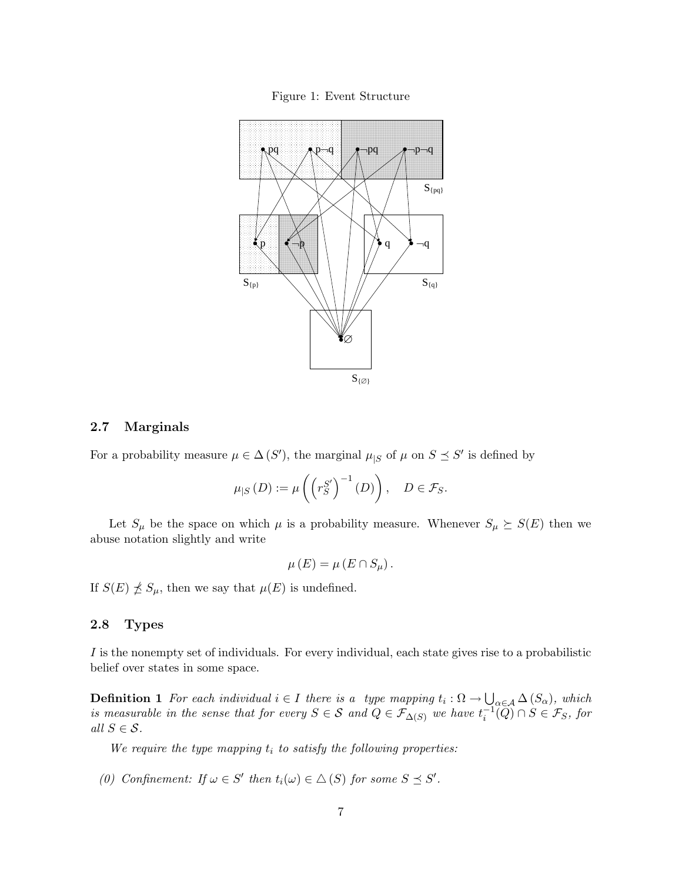Figure 1: Event Structure

## 2.7 Marginals

For a probability measure $\mu \in \Delta(S')$, the marginal $\mu_{|S}$ of $\mu$ on $S \preceq S'$ is defined by

$$\mu_{|S}(D) := \mu\left(\left(r_S^{S'}\right)^{-1}(D)\right), \quad D \in \mathcal{F}_S.$$

Let $S_\mu$ be the space on which $\mu$ is a probability measure. Whenever $S_\mu \succeq S(E)$ then we abuse notation slightly and write

$$\mu(E) = \mu(E \cap S_\mu).$$

If $S(E) \npreceq S_\mu$, then we say that $\mu(E)$ is undefined.

## 2.8 Types

$I$ is the nonempty set of individuals. For every individual, each state gives rise to a probabilistic belief over states in some space.

**Definition 1** *For each individual $i \in I$ there is a type mapping $t_i : \Omega \to \bigcup_{\alpha \in \mathcal{A}} \Delta(S_\alpha)$, which is measurable in the sense that for every $S \in \mathcal{S}$ and $Q \in \mathcal{F}_{\Delta(S)}$ we have $t_i^{-1}(Q) \cap S \in \mathcal{F}_S$, for all $S \in \mathcal{S}$.*

*We require the type mapping $t_i$ to satisfy the following properties:*

*(0) Confinement: If $\omega \in S'$ then $t_i(\omega) \in \triangle(S)$ for some $S \preceq S'$.*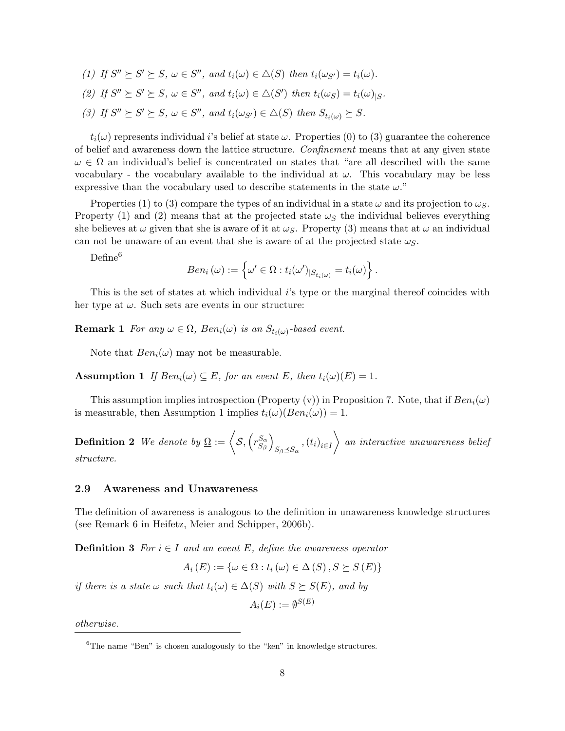*(1) If $S'' \succeq S' \succeq S$, $\omega \in S''$, and $t_i(\omega) \in \triangle(S)$ then $t_i(\omega_{S'}) = t_i(\omega)$.*

*(2) If $S'' \succeq S' \succeq S$, $\omega \in S''$, and $t_i(\omega) \in \triangle(S')$ then $t_i(\omega_S) = t_i(\omega)_{|S}$.*

*(3) If $S'' \succeq S' \succeq S$, $\omega \in S''$, and $t_i(\omega_{S'}) \in \triangle(S)$ then $S_{t_i(\omega)} \succeq S$.*

$t_i(\omega)$ represents individual $i$'s belief at state $\omega$. Properties (0) to (3) guarantee the coherence of belief and awareness down the lattice structure. *Confinement* means that at any given state $\omega \in \Omega$ an individual's belief is concentrated on states that "are all described with the same vocabulary - the vocabulary available to the individual at $\omega$. This vocabulary may be less expressive than the vocabulary used to describe statements in the state $\omega$."

Properties (1) to (3) compare the types of an individual in a state $\omega$ and its projection to $\omega_S$. Property (1) and (2) means that at the projected state $\omega_S$ the individual believes everything she believes at $\omega$ given that she is aware of it at $\omega_S$. Property (3) means that at $\omega$ an individual can not be unaware of an event that she is aware of at the projected state $\omega_S$.

Define[6]

$$Ben_i(\omega) := \left\{ \omega' \in \Omega : t_i(\omega')_{|S_{t_i(\omega)}} = t_i(\omega) \right\}.$$

This is the set of states at which individual $i$'s type or the marginal thereof coincides with her type at $\omega$. Such sets are events in our structure:

**Remark 1** *For any $\omega \in \Omega$, $Ben_i(\omega)$ is an $S_{t_i(\omega)}$-based event.*

Note that $Ben_i(\omega)$ may not be measurable.

**Assumption 1** *If $Ben_i(\omega) \subseteq E$, for an event $E$, then $t_i(\omega)(E) = 1$.*

This assumption implies introspection (Property (v)) in Proposition 7. Note, that if $Ben_i(\omega)$ is measurable, then Assumption 1 implies $t_i(\omega)(Ben_i(\omega)) = 1$.

**Definition 2** *We denote by $\underline{\Omega} := \left\langle \mathcal{S}, \left(r^{S_\alpha}_{S_\beta}\right)_{S_\beta \preceq S_\alpha}, (t_i)_{i \in I} \right\rangle$ an interactive unawareness belief structure.*

### 2.9 Awareness and Unawareness

The definition of awareness is analogous to the definition in unawareness knowledge structures (see Remark 6 in Heifetz, Meier and Schipper, 2006b).

**Definition 3** *For $i \in I$ and an event $E$, define the awareness operator*

$$A_i(E) := \{\omega \in \Omega : t_i(\omega) \in \Delta(S), S \succeq S(E)\}$$

*if there is a state $\omega$ such that $t_i(\omega) \in \Delta(S)$ with $S \succeq S(E)$, and by*

$$A_i(E) := \emptyset^{S(E)}$$

*otherwise.*

[6] The name "Ben" is chosen analogously to the "ken" in knowledge structures.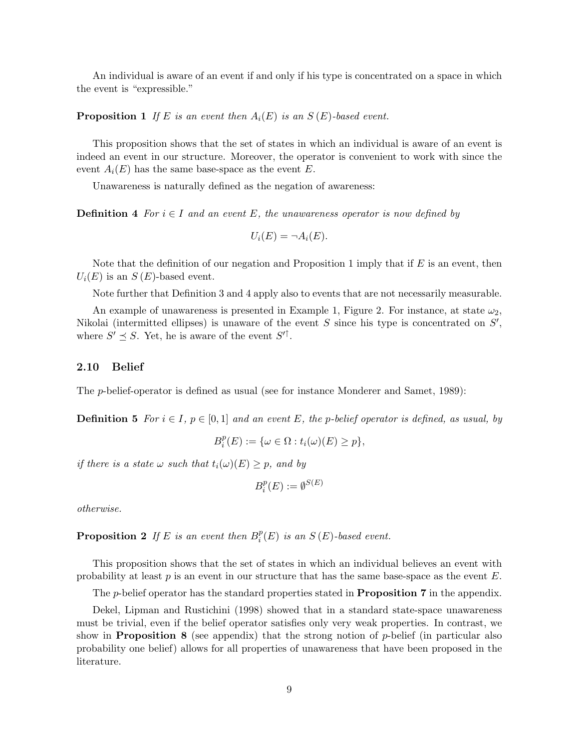An individual is aware of an event if and only if his type is concentrated on a space in which the event is "expressible."

**Proposition 1** *If $E$ is an event then $A_i(E)$ is an $S(E)$-based event.*

This proposition shows that the set of states in which an individual is aware of an event is indeed an event in our structure. Moreover, the operator is convenient to work with since the event $A_i(E)$ has the same base-space as the event $E$.

Unawareness is naturally defined as the negation of awareness:

**Definition 4** *For $i \in I$ and an event $E$, the unawareness operator is now defined by*

$$U_i(E) = \neg A_i(E).$$

Note that the definition of our negation and Proposition 1 imply that if $E$ is an event, then $U_i(E)$ is an $S(E)$-based event.

Note further that Definition 3 and 4 apply also to events that are not necessarily measurable.

An example of unawareness is presented in Example 1, Figure 2. For instance, at state $\omega_2$, Nikolai (intermitted ellipses) is unaware of the event $S$ since his type is concentrated on $S'$, where $S' \preceq S$. Yet, he is aware of the event $S'^{\uparrow}$.

### 2.10 Belief

The $p$-belief-operator is defined as usual (see for instance Monderer and Samet, 1989):

**Definition 5** *For $i \in I$, $p \in [0,1]$ and an event $E$, the $p$-belief operator is defined, as usual, by*

$$B_i^p(E) := \{\omega \in \Omega : t_i(\omega)(E) \geq p\},$$

*if there is a state $\omega$ such that $t_i(\omega)(E) \geq p$, and by*

$$B_i^p(E) := \emptyset^{S(E)}$$

*otherwise.*

**Proposition 2** *If $E$ is an event then $B_i^p(E)$ is an $S(E)$-based event.*

This proposition shows that the set of states in which an individual believes an event with probability at least $p$ is an event in our structure that has the same base-space as the event $E$.

The $p$-belief operator has the standard properties stated in **Proposition 7** in the appendix.

Dekel, Lipman and Rustichini (1998) showed that in a standard state-space unawareness must be trivial, even if the belief operator satisfies only very weak properties. In contrast, we show in **Proposition 8** (see appendix) that the strong notion of $p$-belief (in particular also probability one belief) allows for all properties of unawareness that have been proposed in the literature.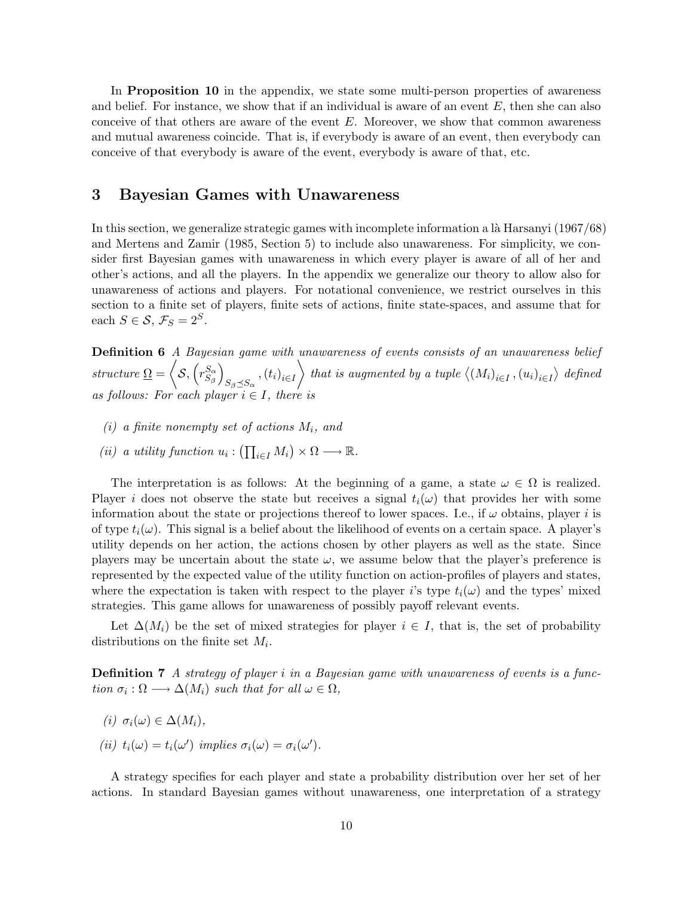In **Proposition 10** in the appendix, we state some multi-person properties of awareness and belief. For instance, we show that if an individual is aware of an event $E$, then she can also conceive of that others are aware of the event $E$. Moreover, we show that common awareness and mutual awareness coincide. That is, if everybody is aware of an event, then everybody can conceive of that everybody is aware of the event, everybody is aware of that, etc.

## 3 Bayesian Games with Unawareness

In this section, we generalize strategic games with incomplete information a là Harsanyi (1967/68) and Mertens and Zamir (1985, Section 5) to include also unawareness. For simplicity, we consider first Bayesian games with unawareness in which every player is aware of all of her and other's actions, and all the players. In the appendix we generalize our theory to allow also for unawareness of actions and players. For notational convenience, we restrict ourselves in this section to a finite set of players, finite sets of actions, finite state-spaces, and assume that for each $S \in \mathcal{S}$, $\mathcal{F}_S = 2^S$.

**Definition 6** *A Bayesian game with unawareness of events consists of an unawareness belief structure* $\underline{\Omega} = \left\langle \mathcal{S}, \left(r^{S_\alpha}_{S_\beta}\right)_{S_\beta \preceq S_\alpha}, (t_i)_{i \in I} \right\rangle$ *that is augmented by a tuple* $\left\langle (M_i)_{i \in I}, (u_i)_{i \in I} \right\rangle$ *defined as follows: For each player* $i \in I$*, there is*

*(i) a finite nonempty set of actions* $M_i$*, and*

*(ii) a utility function* $u_i : \left(\prod_{i \in I} M_i\right) \times \Omega \longrightarrow \mathbb{R}$.

The interpretation is as follows: At the beginning of a game, a state $\omega \in \Omega$ is realized. Player $i$ does not observe the state but receives a signal $t_i(\omega)$ that provides her with some information about the state or projections thereof to lower spaces. I.e., if $\omega$ obtains, player $i$ is of type $t_i(\omega)$. This signal is a belief about the likelihood of events on a certain space. A player's utility depends on her action, the actions chosen by other players as well as the state. Since players may be uncertain about the state $\omega$, we assume below that the player's preference is represented by the expected value of the utility function on action-profiles of players and states, where the expectation is taken with respect to the player $i$'s type $t_i(\omega)$ and the types' mixed strategies. This game allows for unawareness of possibly payoff relevant events.

Let $\Delta(M_i)$ be the set of mixed strategies for player $i \in I$, that is, the set of probability distributions on the finite set $M_i$.

**Definition 7** *A strategy of player* $i$ *in a Bayesian game with unawareness of events is a function* $\sigma_i : \Omega \longrightarrow \Delta(M_i)$ *such that for all* $\omega \in \Omega$*,*

*(i)* $\sigma_i(\omega) \in \Delta(M_i)$*,*

*(ii)* $t_i(\omega) = t_i(\omega')$ *implies* $\sigma_i(\omega) = \sigma_i(\omega')$.

A strategy specifies for each player and state a probability distribution over her set of her actions. In standard Bayesian games without unawareness, one interpretation of a strategy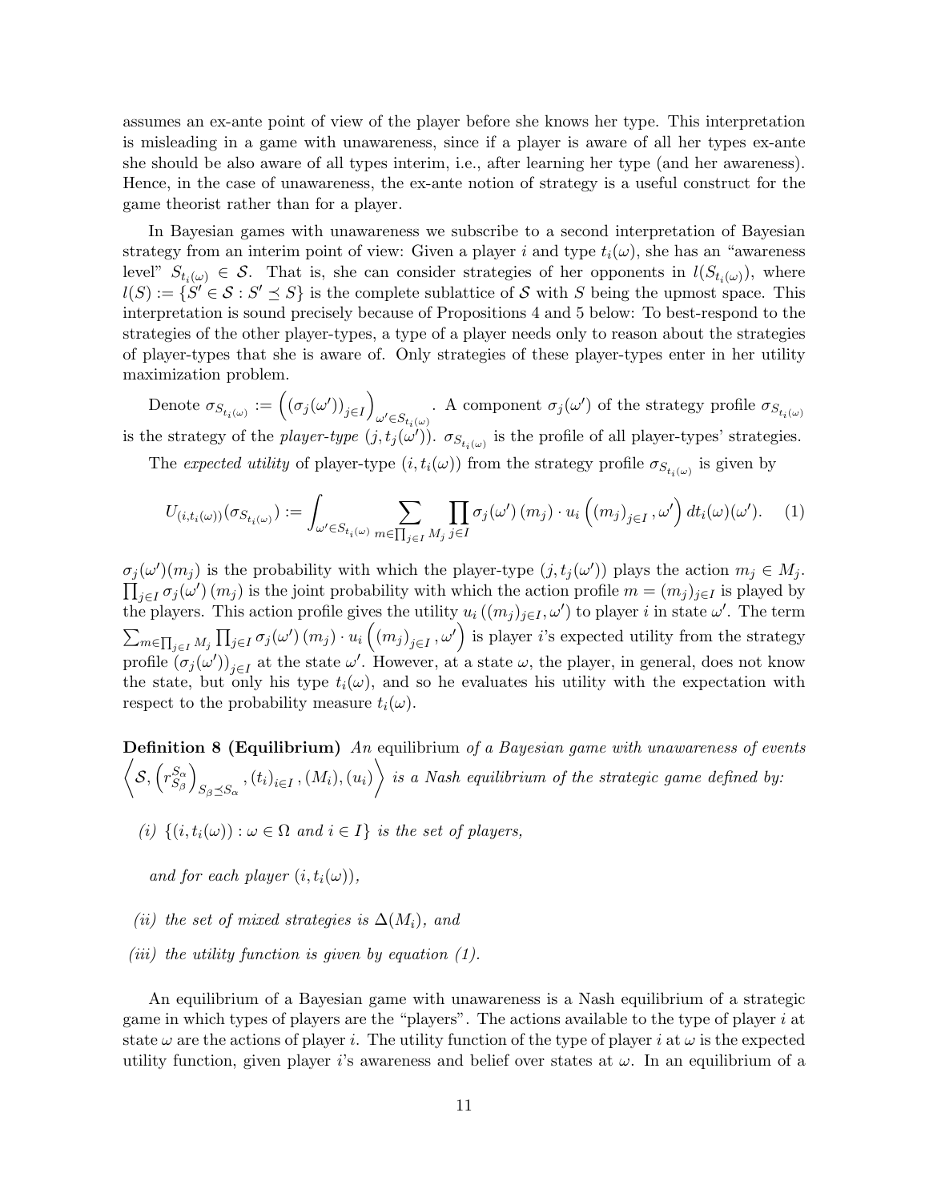assumes an ex-ante point of view of the player before she knows her type. This interpretation is misleading in a game with unawareness, since if a player is aware of all her types ex-ante she should be also aware of all types interim, i.e., after learning her type (and her awareness). Hence, in the case of unawareness, the ex-ante notion of strategy is a useful construct for the game theorist rather than for a player.

In Bayesian games with unawareness we subscribe to a second interpretation of Bayesian strategy from an interim point of view: Given a player $i$ and type $t_i(\omega)$, she has an "awareness level" $S_{t_i(\omega)} \in \mathcal{S}$. That is, she can consider strategies of her opponents in $l(S_{t_i(\omega)})$, where $l(S) := \{S' \in \mathcal{S} : S' \preceq S\}$ is the complete sublattice of $\mathcal{S}$ with $S$ being the upmost space. This interpretation is sound precisely because of Propositions 4 and 5 below: To best-respond to the strategies of the other player-types, a type of a player needs only to reason about the strategies of player-types that she is aware of. Only strategies of these player-types enter in her utility maximization problem.

Denote $\sigma_{S_{t_i(\omega)}} := \left( (\sigma_j(\omega'))_{j \in I} \right)_{\omega' \in S_{t_i(\omega)}}$. A component $\sigma_j(\omega')$ of the strategy profile $\sigma_{S_{t_i(\omega)}}$ is the strategy of the *player-type* $(j, t_j(\omega'))$. $\sigma_{S_{t_i(\omega)}}$ is the profile of all player-types' strategies.

The *expected utility* of player-type $(i, t_i(\omega))$ from the strategy profile $\sigma_{S_{t_i(\omega)}}$ is given by

$$U_{(i,t_i(\omega))}(\sigma_{S_{t_i(\omega)}}) := \int_{\omega' \in S_{t_i(\omega)}} \sum_{m \in \prod_{j \in I} M_j} \prod_{j \in I} \sigma_j(\omega')\,(m_j) \cdot u_i\left( (m_j)_{j \in I}, \omega' \right) dt_i(\omega)(\omega'). \quad (1)$$

$\sigma_j(\omega')(m_j)$ is the probability with which the player-type $(j, t_j(\omega'))$ plays the action $m_j \in M_j$. $\prod_{j \in I} \sigma_j(\omega')\,(m_j)$ is the joint probability with which the action profile $m = (m_j)_{j \in I}$ is played by the players. This action profile gives the utility $u_i((m_j)_{j \in I}, \omega')$ to player $i$ in state $\omega'$. The term $\sum_{m \in \prod_{j \in I} M_j} \prod_{j \in I} \sigma_j(\omega')\,(m_j) \cdot u_i\left( (m_j)_{j \in I}, \omega' \right)$ is player $i$'s expected utility from the strategy profile $(\sigma_j(\omega'))_{j \in I}$ at the state $\omega'$. However, at a state $\omega$, the player, in general, does not know the state, but only his type $t_i(\omega)$, and so he evaluates his utility with the expectation with respect to the probability measure $t_i(\omega)$.

**Definition 8 (Equilibrium)** *An* equilibrium *of a Bayesian game with unawareness of events* $\left\langle \mathcal{S}, \left( r^{S_\alpha}_{S_\beta} \right)_{S_\beta \preceq S_\alpha}, (t_i)_{i \in I}, (M_i), (u_i) \right\rangle$ *is a Nash equilibrium of the strategic game defined by:*

*(i)* $\{(i, t_i(\omega)) : \omega \in \Omega \text{ and } i \in I\}$ *is the set of players,*

*and for each player* $(i, t_i(\omega))$*,*

*(ii) the set of mixed strategies is* $\Delta(M_i)$*, and*

*(iii) the utility function is given by equation (1).*

An equilibrium of a Bayesian game with unawareness is a Nash equilibrium of a strategic game in which types of players are the "players". The actions available to the type of player $i$ at state $\omega$ are the actions of player $i$. The utility function of the type of player $i$ at $\omega$ is the expected utility function, given player $i$'s awareness and belief over states at $\omega$. In an equilibrium of a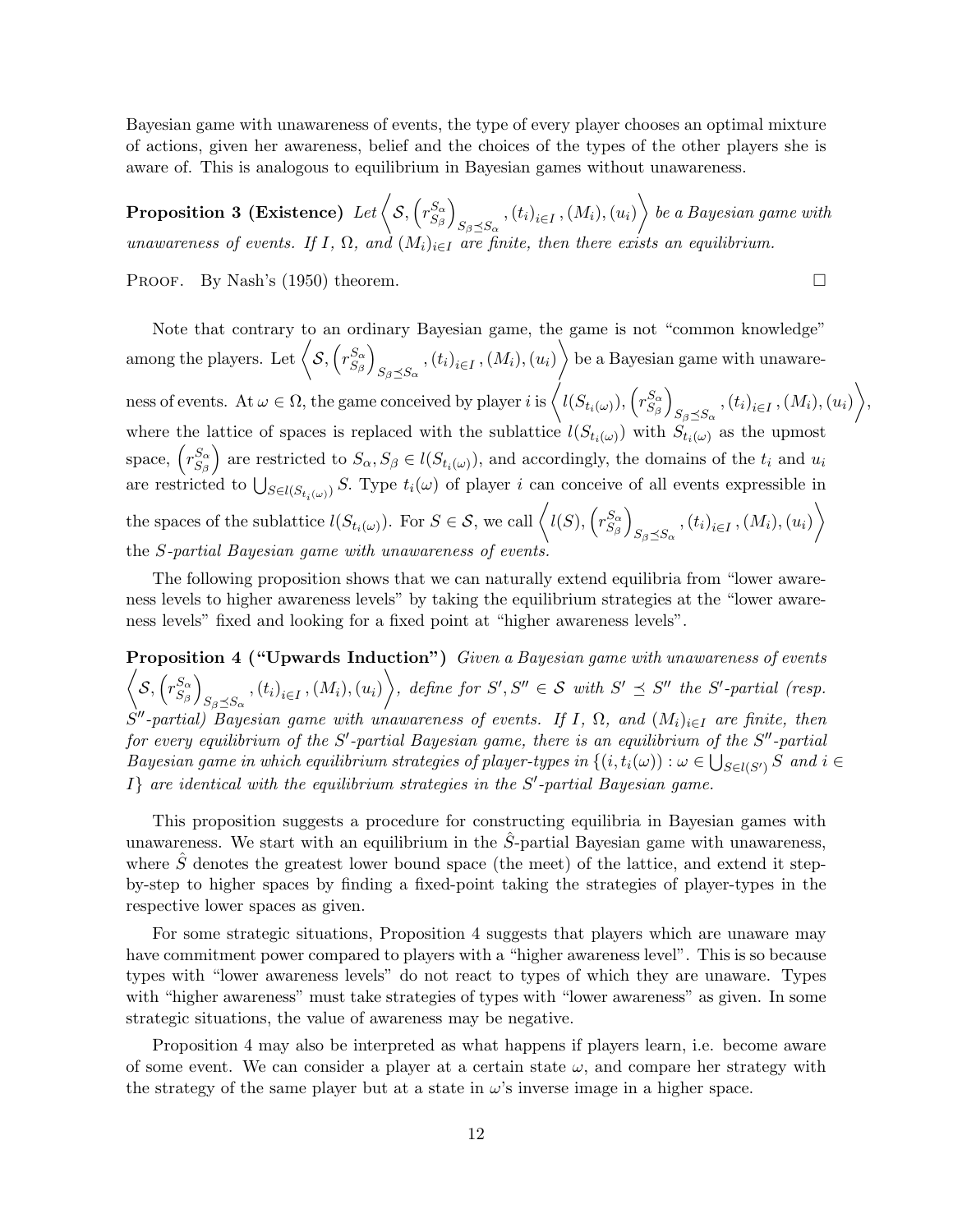Bayesian game with unawareness of events, the type of every player chooses an optimal mixture of actions, given her awareness, belief and the choices of the types of the other players she is aware of. This is analogous to equilibrium in Bayesian games without unawareness.

**Proposition 3 (Existence)** *Let* $\left\langle \mathcal{S}, \left(r^{S_\alpha}_{S_\beta}\right)_{S_\beta \preceq S_\alpha}, (t_i)_{i \in I}, (M_i), (u_i) \right\rangle$ *be a Bayesian game with unawareness of events. If $I$, $\Omega$, and $(M_i)_{i \in I}$ are finite, then there exists an equilibrium.*

Proof. By Nash's (1950) theorem. $\square$

Note that contrary to an ordinary Bayesian game, the game is not "common knowledge" among the players. Let $\left\langle \mathcal{S}, \left(r^{S_\alpha}_{S_\beta}\right)_{S_\beta \preceq S_\alpha}, (t_i)_{i \in I}, (M_i), (u_i) \right\rangle$ be a Bayesian game with unawareness of events. At $\omega \in \Omega$, the game conceived by player $i$ is $\left\langle l(S_{t_i(\omega)}), \left(r^{S_\alpha}_{S_\beta}\right)_{S_\beta \preceq S_\alpha}, (t_i)_{i \in I}, (M_i), (u_i) \right\rangle$, where the lattice of spaces is replaced with the sublattice $l(S_{t_i(\omega)})$ with $S_{t_i(\omega)}$ as the upmost space, $\left(r^{S_\alpha}_{S_\beta}\right)$ are restricted to $S_\alpha, S_\beta \in l(S_{t_i(\omega)})$, and accordingly, the domains of the $t_i$ and $u_i$ are restricted to $\bigcup_{S \in l(S_{t_i(\omega)})} S$. Type $t_i(\omega)$ of player $i$ can conceive of all events expressible in the spaces of the sublattice $l(S_{t_i(\omega)})$. For $S \in \mathcal{S}$, we call $\left\langle l(S), \left(r^{S_\alpha}_{S_\beta}\right)_{S_\beta \preceq S_\alpha}, (t_i)_{i \in I}, (M_i), (u_i) \right\rangle$ the *$S$-partial Bayesian game with unawareness of events.*

The following proposition shows that we can naturally extend equilibria from "lower awareness levels to higher awareness levels" by taking the equilibrium strategies at the "lower awareness levels" fixed and looking for a fixed point at "higher awareness levels".

**Proposition 4 ("Upwards Induction")** *Given a Bayesian game with unawareness of events* $\left\langle \mathcal{S}, \left(r^{S_\alpha}_{S_\beta}\right)_{S_\beta \preceq S_\alpha}, (t_i)_{i \in I}, (M_i), (u_i) \right\rangle$*, define for $S', S'' \in \mathcal{S}$ with $S' \preceq S''$ the $S'$-partial (resp. $S''$-partial) Bayesian game with unawareness of events. If $I$, $\Omega$, and $(M_i)_{i \in I}$ are finite, then for every equilibrium of the $S'$-partial Bayesian game, there is an equilibrium of the $S''$-partial Bayesian game in which equilibrium strategies of player-types in $\{(i, t_i(\omega)) : \omega \in \bigcup_{S \in l(S')} S$ and $i \in I\}$ are identical with the equilibrium strategies in the $S'$-partial Bayesian game.*

This proposition suggests a procedure for constructing equilibria in Bayesian games with unawareness. We start with an equilibrium in the $\hat{S}$-partial Bayesian game with unawareness, where $\hat{S}$ denotes the greatest lower bound space (the meet) of the lattice, and extend it step-by-step to higher spaces by finding a fixed-point taking the strategies of player-types in the respective lower spaces as given.

For some strategic situations, Proposition 4 suggests that players which are unaware may have commitment power compared to players with a "higher awareness level". This is so because types with "lower awareness levels" do not react to types of which they are unaware. Types with "higher awareness" must take strategies of types with "lower awareness" as given. In some strategic situations, the value of awareness may be negative.

Proposition 4 may also be interpreted as what happens if players learn, i.e. become aware of some event. We can consider a player at a certain state $\omega$, and compare her strategy with the strategy of the same player but at a state in $\omega$'s inverse image in a higher space.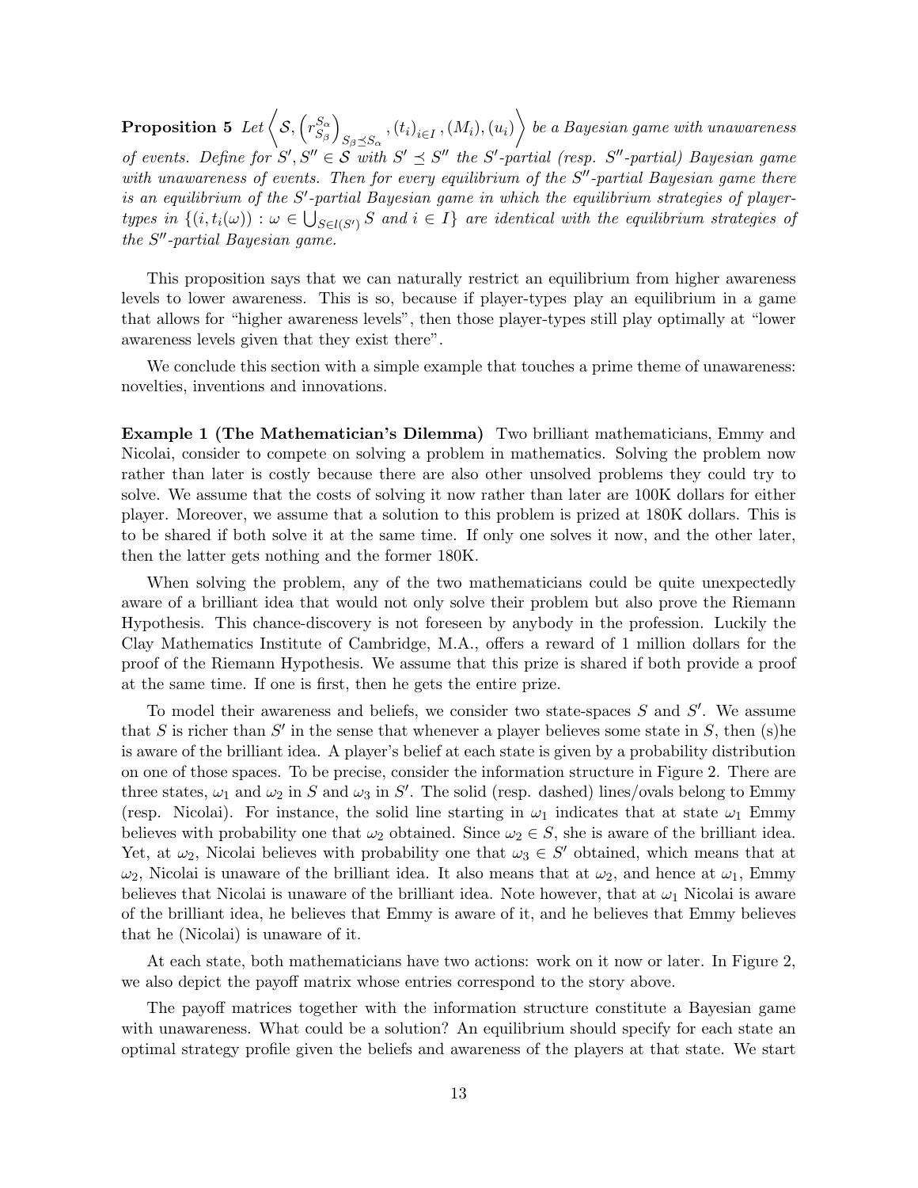**Proposition 5** *Let* $\left\langle \mathcal{S}, \left(r^{S_\alpha}_{S_\beta}\right)_{S_\beta \preceq S_\alpha}, (t_i)_{i \in I}, (M_i), (u_i) \right\rangle$ *be a Bayesian game with unawareness of events. Define for* $S', S'' \in \mathcal{S}$ *with* $S' \preceq S''$ *the* $S'$*-partial (resp.* $S''$*-partial) Bayesian game with unawareness of events. Then for every equilibrium of the* $S''$*-partial Bayesian game there is an equilibrium of the* $S'$*-partial Bayesian game in which the equilibrium strategies of player-types in* $\{(i, t_i(\omega)) : \omega \in \bigcup_{S \in l(S')} S$ *and* $i \in I\}$ *are identical with the equilibrium strategies of the* $S''$*-partial Bayesian game.*

This proposition says that we can naturally restrict an equilibrium from higher awareness levels to lower awareness. This is so, because if player-types play an equilibrium in a game that allows for "higher awareness levels", then those player-types still play optimally at "lower awareness levels given that they exist there".

We conclude this section with a simple example that touches a prime theme of unawareness: novelties, inventions and innovations.

**Example 1 (The Mathematician's Dilemma)** Two brilliant mathematicians, Emmy and Nicolai, consider to compete on solving a problem in mathematics. Solving the problem now rather than later is costly because there are also other unsolved problems they could try to solve. We assume that the costs of solving it now rather than later are 100K dollars for either player. Moreover, we assume that a solution to this problem is prized at 180K dollars. This is to be shared if both solve it at the same time. If only one solves it now, and the other later, then the latter gets nothing and the former 180K.

When solving the problem, any of the two mathematicians could be quite unexpectedly aware of a brilliant idea that would not only solve their problem but also prove the Riemann Hypothesis. This chance-discovery is not foreseen by anybody in the profession. Luckily the Clay Mathematics Institute of Cambridge, M.A., offers a reward of 1 million dollars for the proof of the Riemann Hypothesis. We assume that this prize is shared if both provide a proof at the same time. If one is first, then he gets the entire prize.

To model their awareness and beliefs, we consider two state-spaces $S$ and $S'$. We assume that $S$ is richer than $S'$ in the sense that whenever a player believes some state in $S$, then (s)he is aware of the brilliant idea. A player's belief at each state is given by a probability distribution on one of those spaces. To be precise, consider the information structure in Figure 2. There are three states, $\omega_1$ and $\omega_2$ in $S$ and $\omega_3$ in $S'$. The solid (resp. dashed) lines/ovals belong to Emmy (resp. Nicolai). For instance, the solid line starting in $\omega_1$ indicates that at state $\omega_1$ Emmy believes with probability one that $\omega_2$ obtained. Since $\omega_2 \in S$, she is aware of the brilliant idea. Yet, at $\omega_2$, Nicolai believes with probability one that $\omega_3 \in S'$ obtained, which means that at $\omega_2$, Nicolai is unaware of the brilliant idea. It also means that at $\omega_2$, and hence at $\omega_1$, Emmy believes that Nicolai is unaware of the brilliant idea. Note however, that at $\omega_1$ Nicolai is aware of the brilliant idea, he believes that Emmy is aware of it, and he believes that Emmy believes that he (Nicolai) is unaware of it.

At each state, both mathematicians have two actions: work on it now or later. In Figure 2, we also depict the payoff matrix whose entries correspond to the story above.

The payoff matrices together with the information structure constitute a Bayesian game with unawareness. What could be a solution? An equilibrium should specify for each state an optimal strategy profile given the beliefs and awareness of the players at that state. We start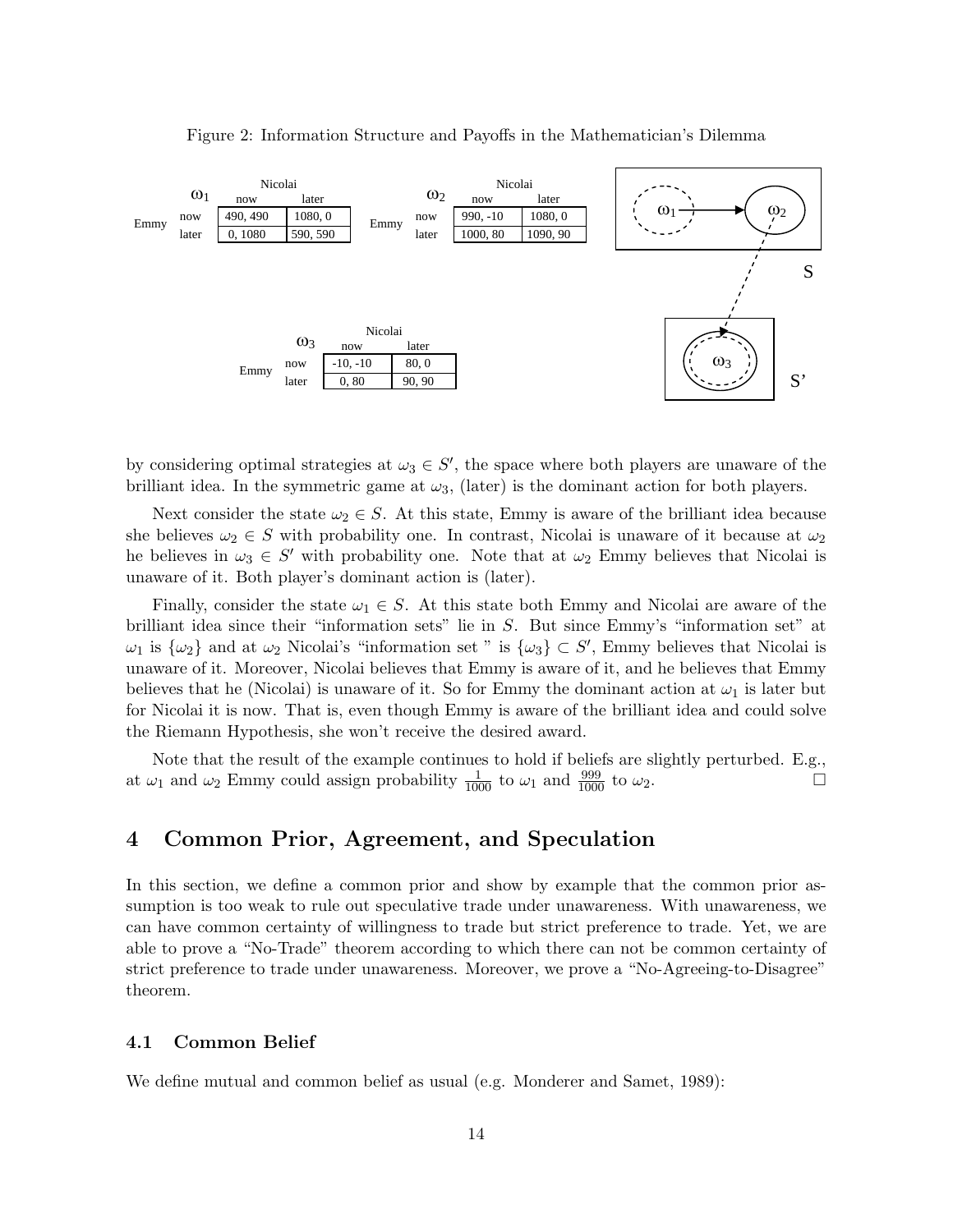Figure 2: Information Structure and Payoffs in the Mathematician's Dilemma

$\omega_1$

| Emmy \ Nicolai | now | later |
|---|---|---|
| now | 490, 490 | 1080, 0 |
| later | 0, 1080 | 590, 590 |

$\omega_2$

| Emmy \ Nicolai | now | later |
|---|---|---|
| now | 990, -10 | 1080, 0 |
| later | 1000, 80 | 1090, 90 |

$\omega_3$

| Emmy \ Nicolai | now | later |
|---|---|---|
| now | -10, -10 | 80, 0 |
| later | 0, 80 | 90, 90 |

by considering optimal strategies at $\omega_3 \in S'$, the space where both players are unaware of the brilliant idea. In the symmetric game at $\omega_3$, (later) is the dominant action for both players.

Next consider the state $\omega_2 \in S$. At this state, Emmy is aware of the brilliant idea because she believes $\omega_2 \in S$ with probability one. In contrast, Nicolai is unaware of it because at $\omega_2$ he believes in $\omega_3 \in S'$ with probability one. Note that at $\omega_2$ Emmy believes that Nicolai is unaware of it. Both player's dominant action is (later).

Finally, consider the state $\omega_1 \in S$. At this state both Emmy and Nicolai are aware of the brilliant idea since their "information sets" lie in $S$. But since Emmy's "information set" at $\omega_1$ is $\{\omega_2\}$ and at $\omega_2$ Nicolai's "information set " is $\{\omega_3\} \subset S'$, Emmy believes that Nicolai is unaware of it. Moreover, Nicolai believes that Emmy is aware of it, and he believes that Emmy believes that he (Nicolai) is unaware of it. So for Emmy the dominant action at $\omega_1$ is later but for Nicolai it is now. That is, even though Emmy is aware of the brilliant idea and could solve the Riemann Hypothesis, she won't receive the desired award.

Note that the result of the example continues to hold if beliefs are slightly perturbed. E.g., at $\omega_1$ and $\omega_2$ Emmy could assign probability $\frac{1}{1000}$ to $\omega_1$ and $\frac{999}{1000}$ to $\omega_2$. □

# 4 Common Prior, Agreement, and Speculation

In this section, we define a common prior and show by example that the common prior assumption is too weak to rule out speculative trade under unawareness. With unawareness, we can have common certainty of willingness to trade but strict preference to trade. Yet, we are able to prove a "No-Trade" theorem according to which there can not be common certainty of strict preference to trade under unawareness. Moreover, we prove a "No-Agreeing-to-Disagree" theorem.

## 4.1 Common Belief

We define mutual and common belief as usual (e.g. Monderer and Samet, 1989):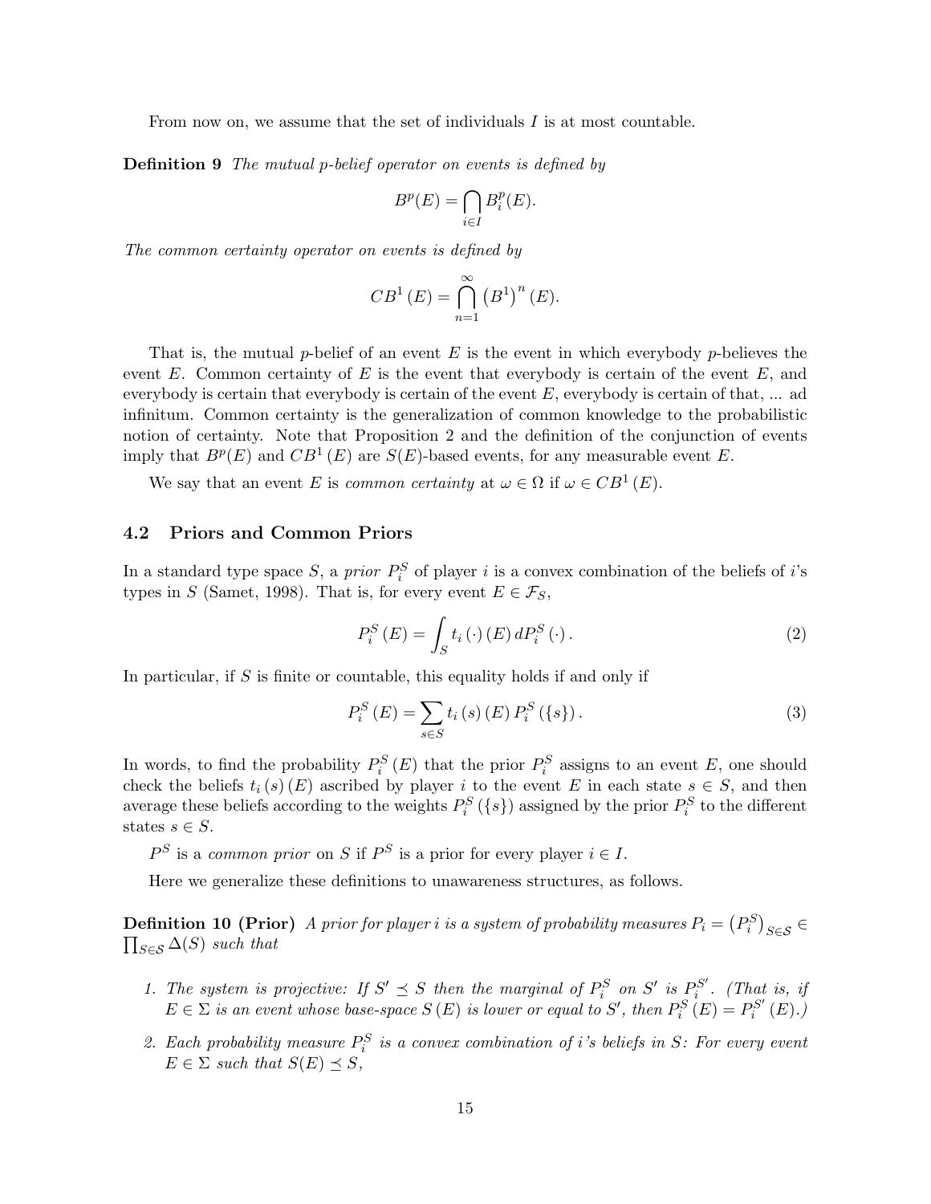From now on, we assume that the set of individuals $I$ is at most countable.

**Definition 9** *The mutual p-belief operator on events is defined by*

$$B^p(E) = \bigcap_{i \in I} B_i^p(E).$$

*The common certainty operator on events is defined by*

$$CB^1(E) = \bigcap_{n=1}^{\infty} \left(B^1\right)^n (E).$$

That is, the mutual $p$-belief of an event $E$ is the event in which everybody $p$-believes the event $E$. Common certainty of $E$ is the event that everybody is certain of the event $E$, and everybody is certain that everybody is certain of the event $E$, everybody is certain of that, ... ad infinitum. Common certainty is the generalization of common knowledge to the probabilistic notion of certainty. Note that Proposition 2 and the definition of the conjunction of events imply that $B^p(E)$ and $CB^1(E)$ are $S(E)$-based events, for any measurable event $E$.

We say that an event $E$ is *common certainty* at $\omega \in \Omega$ if $\omega \in CB^1(E)$.

### 4.2 Priors and Common Priors

In a standard type space $S$, a *prior* $P_i^S$ of player $i$ is a convex combination of the beliefs of $i$'s types in $S$ (Samet, 1998). That is, for every event $E \in \mathcal{F}_S$,

$$P_i^S(E) = \int_S t_i(\cdot)(E)\, dP_i^S(\cdot). \tag{2}$$

In particular, if $S$ is finite or countable, this equality holds if and only if

$$P_i^S(E) = \sum_{s \in S} t_i(s)(E)\, P_i^S(\{s\}). \tag{3}$$

In words, to find the probability $P_i^S(E)$ that the prior $P_i^S$ assigns to an event $E$, one should check the beliefs $t_i(s)(E)$ ascribed by player $i$ to the event $E$ in each state $s \in S$, and then average these beliefs according to the weights $P_i^S(\{s\})$ assigned by the prior $P_i^S$ to the different states $s \in S$.

$P^S$ is a *common prior* on $S$ if $P^S$ is a prior for every player $i \in I$.

Here we generalize these definitions to unawareness structures, as follows.

**Definition 10 (Prior)** *A prior for player $i$ is a system of probability measures $P_i = \left(P_i^S\right)_{S \in \mathcal{S}} \in \prod_{S \in \mathcal{S}} \Delta(S)$ such that*

1. *The system is projective: If $S' \preceq S$ then the marginal of $P_i^S$ on $S'$ is $P_i^{S'}$. (That is, if $E \in \Sigma$ is an event whose base-space $S(E)$ is lower or equal to $S'$, then $P_i^S(E) = P_i^{S'}(E)$.)*
2. *Each probability measure $P_i^S$ is a convex combination of $i$'s beliefs in $S$: For every event $E \in \Sigma$ such that $S(E) \preceq S$,*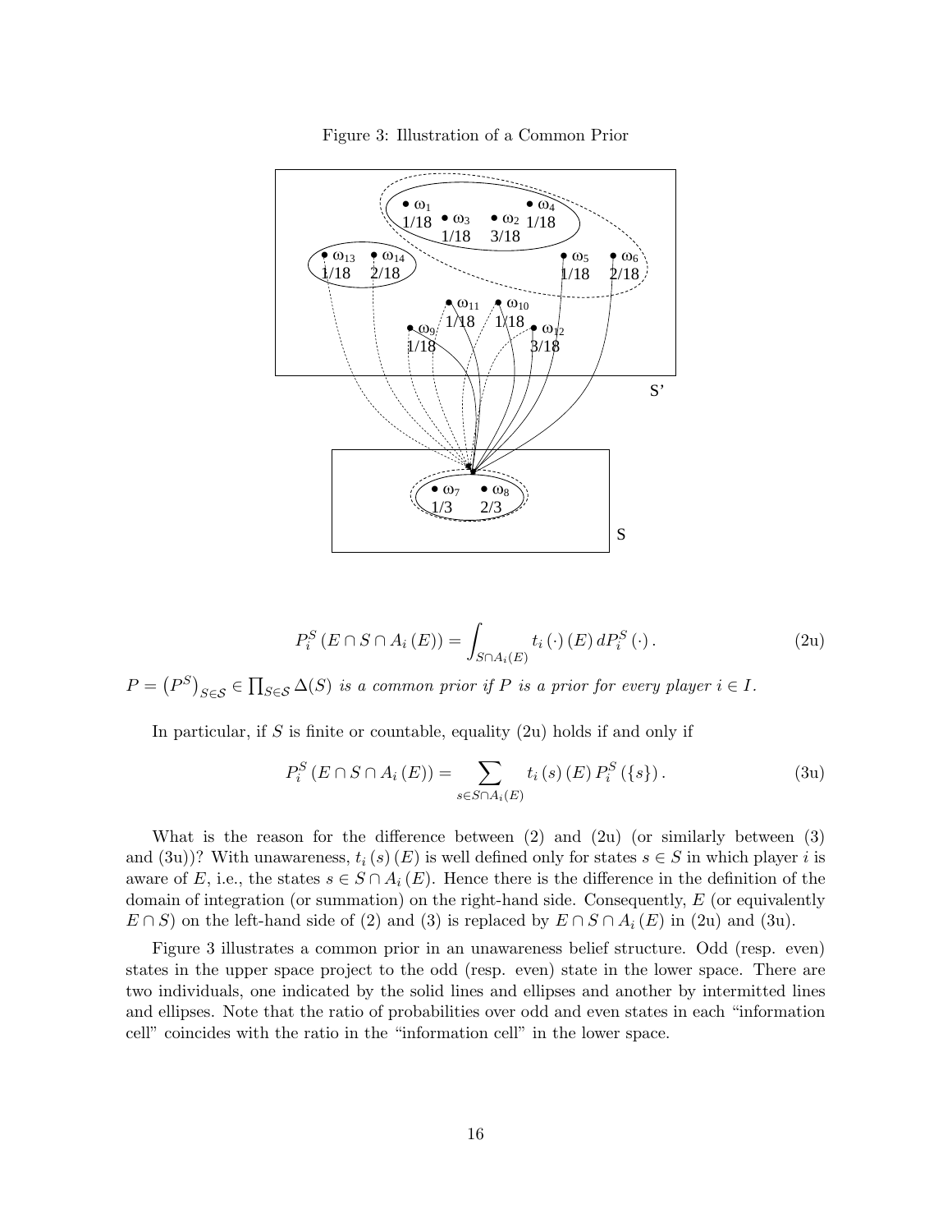Figure 3: Illustration of a Common Prior

$$P_i^S\left(E \cap S \cap A_i\left(E\right)\right) = \int_{S \cap A_i(E)} t_i\left(\cdot\right)\left(E\right) dP_i^S\left(\cdot\right). \tag{2u}$$

$P = \left(P^S\right)_{S \in \mathcal{S}} \in \prod_{S \in \mathcal{S}} \Delta(S)$ *is a common prior if* $P$ *is a prior for every player* $i \in I$.

In particular, if $S$ is finite or countable, equality (2u) holds if and only if

$$P_i^S\left(E \cap S \cap A_i\left(E\right)\right) = \sum_{s \in S \cap A_i(E)} t_i\left(s\right)\left(E\right) P_i^S\left(\{s\}\right). \tag{3u}$$

What is the reason for the difference between (2) and (2u) (or similarly between (3) and (3u))? With unawareness, $t_i\left(s\right)\left(E\right)$ is well defined only for states $s \in S$ in which player $i$ is aware of $E$, i.e., the states $s \in S \cap A_i\left(E\right)$. Hence there is the difference in the definition of the domain of integration (or summation) on the right-hand side. Consequently, $E$ (or equivalently $E \cap S$) on the left-hand side of (2) and (3) is replaced by $E \cap S \cap A_i\left(E\right)$ in (2u) and (3u).

Figure 3 illustrates a common prior in an unawareness belief structure. Odd (resp. even) states in the upper space project to the odd (resp. even) state in the lower space. There are two individuals, one indicated by the solid lines and ellipses and another by intermitted lines and ellipses. Note that the ratio of probabilities over odd and even states in each "information cell" coincides with the ratio in the "information cell" in the lower space.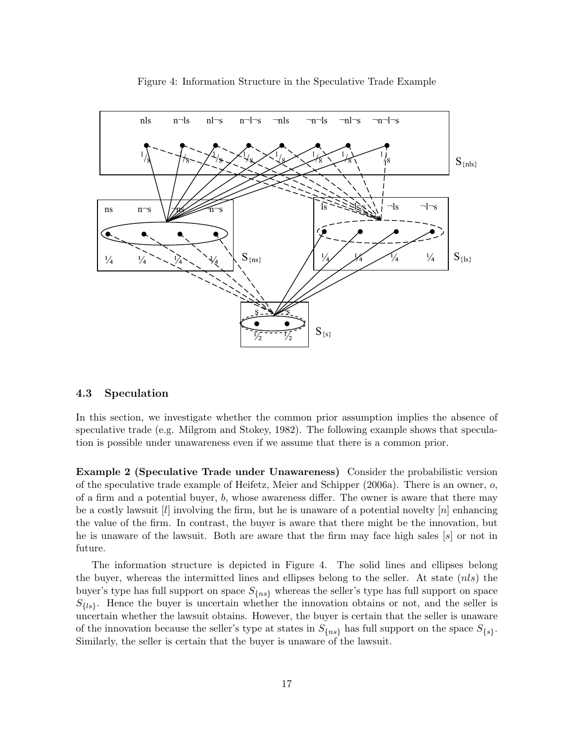Figure 4: Information Structure in the Speculative Trade Example

### 4.3 Speculation

In this section, we investigate whether the common prior assumption implies the absence of speculative trade (e.g. Milgrom and Stokey, 1982). The following example shows that speculation is possible under unawareness even if we assume that there is a common prior.

**Example 2 (Speculative Trade under Unawareness)** Consider the probabilistic version of the speculative trade example of Heifetz, Meier and Schipper (2006a). There is an owner, $o$, of a firm and a potential buyer, $b$, whose awareness differ. The owner is aware that there may be a costly lawsuit [$l$] involving the firm, but he is unaware of a potential novelty [$n$] enhancing the value of the firm. In contrast, the buyer is aware that there might be the innovation, but he is unaware of the lawsuit. Both are aware that the firm may face high sales [$s$] or not in future.

The information structure is depicted in Figure 4. The solid lines and ellipses belong the buyer, whereas the intermitted lines and ellipses belong to the seller. At state ($nls$) the buyer's type has full support on space $S_{\{ns\}}$ whereas the seller's type has full support on space $S_{\{ls\}}$. Hence the buyer is uncertain whether the innovation obtains or not, and the seller is uncertain whether the lawsuit obtains. However, the buyer is certain that the seller is unaware of the innovation because the seller's type at states in $S_{\{ns\}}$ has full support on the space $S_{\{s\}}$. Similarly, the seller is certain that the buyer is unaware of the lawsuit.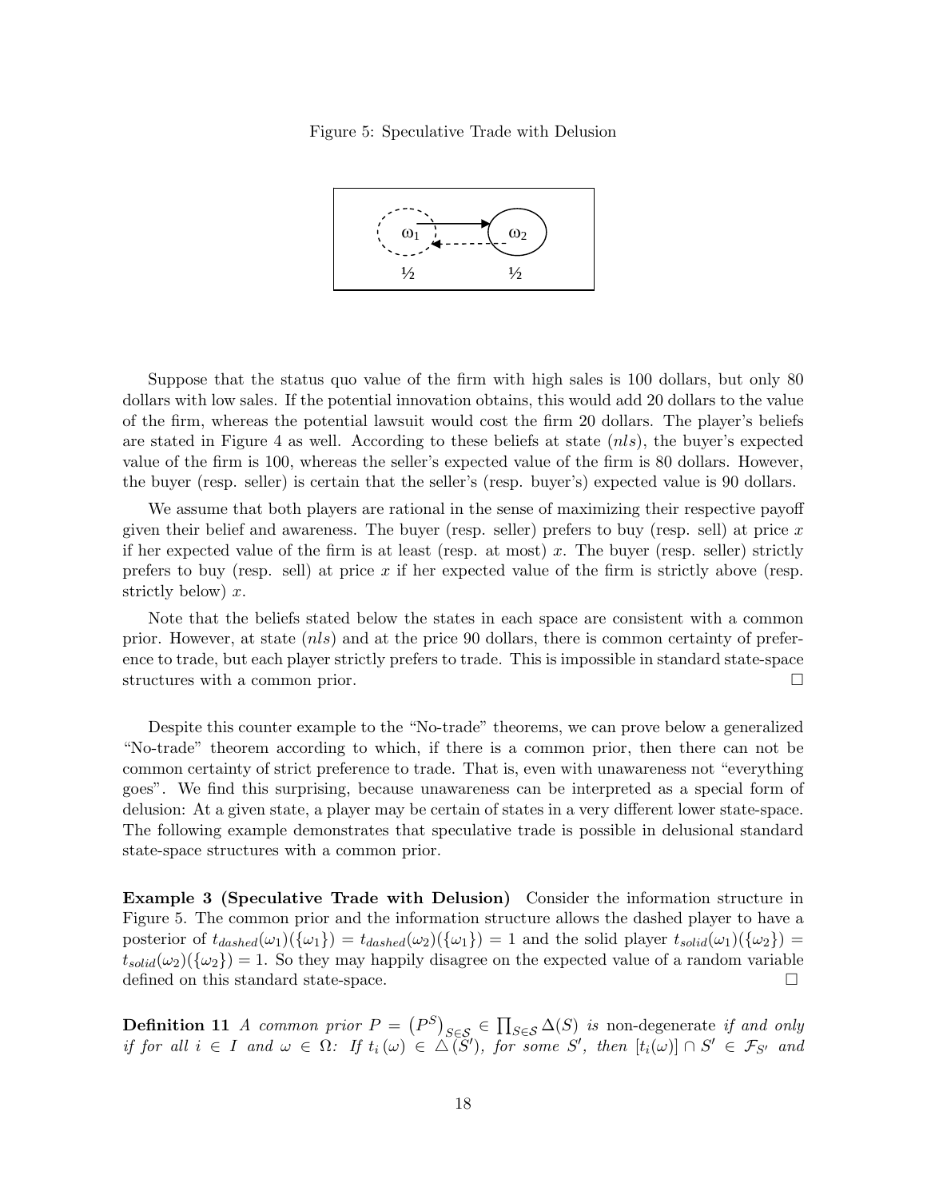Figure 5: Speculative Trade with Delusion

Suppose that the status quo value of the firm with high sales is 100 dollars, but only 80 dollars with low sales. If the potential innovation obtains, this would add 20 dollars to the value of the firm, whereas the potential lawsuit would cost the firm 20 dollars. The player's beliefs are stated in Figure 4 as well. According to these beliefs at state $(nls)$, the buyer's expected value of the firm is 100, whereas the seller's expected value of the firm is 80 dollars. However, the buyer (resp. seller) is certain that the seller's (resp. buyer's) expected value is 90 dollars.

We assume that both players are rational in the sense of maximizing their respective payoff given their belief and awareness. The buyer (resp. seller) prefers to buy (resp. sell) at price $x$ if her expected value of the firm is at least (resp. at most) $x$. The buyer (resp. seller) strictly prefers to buy (resp. sell) at price $x$ if her expected value of the firm is strictly above (resp. strictly below) $x$.

Note that the beliefs stated below the states in each space are consistent with a common prior. However, at state $(nls)$ and at the price 90 dollars, there is common certainty of preference to trade, but each player strictly prefers to trade. This is impossible in standard state-space structures with a common prior. □

Despite this counter example to the "No-trade" theorems, we can prove below a generalized "No-trade" theorem according to which, if there is a common prior, then there can not be common certainty of strict preference to trade. That is, even with unawareness not "everything goes". We find this surprising, because unawareness can be interpreted as a special form of delusion: At a given state, a player may be certain of states in a very different lower state-space. The following example demonstrates that speculative trade is possible in delusional standard state-space structures with a common prior.

**Example 3 (Speculative Trade with Delusion)** Consider the information structure in Figure 5. The common prior and the information structure allows the dashed player to have a posterior of $t_{dashed}(\omega_1)(\{\omega_1\}) = t_{dashed}(\omega_2)(\{\omega_1\}) = 1$ and the solid player $t_{solid}(\omega_1)(\{\omega_2\}) = t_{solid}(\omega_2)(\{\omega_2\}) = 1$. So they may happily disagree on the expected value of a random variable defined on this standard state-space. □

**Definition 11** *A common prior $P = \left(P^S\right)_{S \in \mathcal{S}} \in \prod_{S \in \mathcal{S}} \Delta(S)$ is* non-degenerate *if and only if for all $i \in I$ and $\omega \in \Omega$: If $t_i(\omega) \in \triangle(S')$, for some $S'$, then $[t_i(\omega)] \cap S' \in \mathcal{F}_{S'}$ and*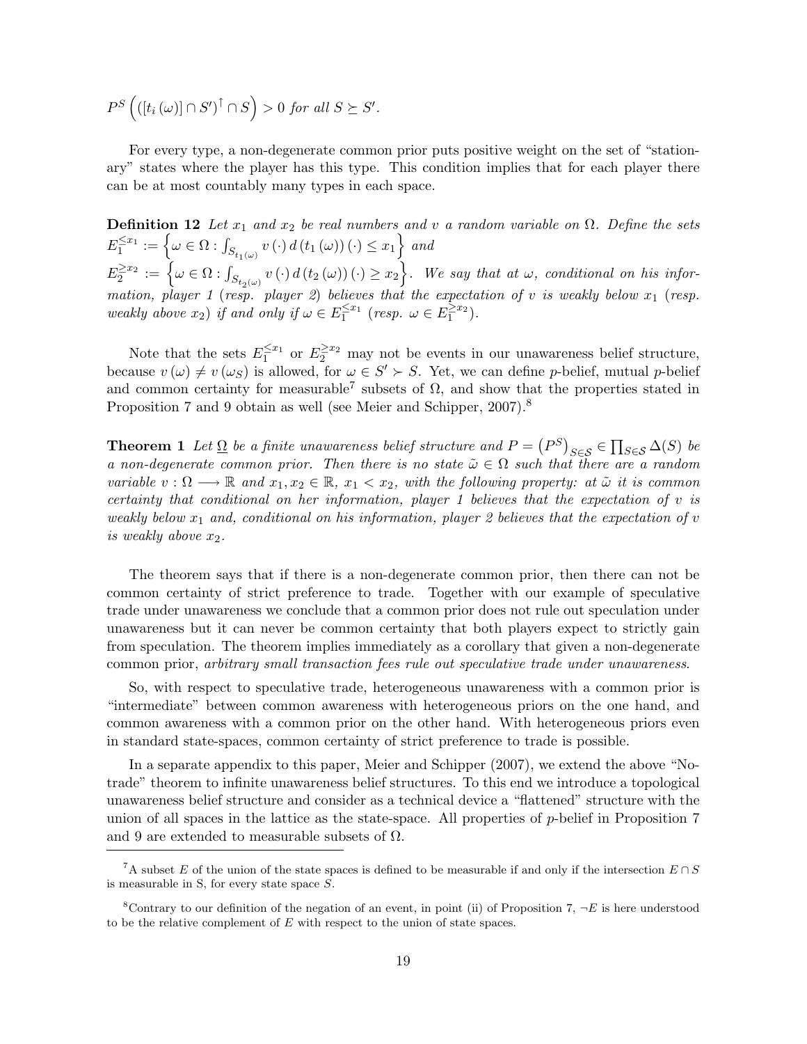$P^S\left(\left([t_i(\omega)] \cap S'\right)^{\uparrow} \cap S\right) > 0$ *for all* $S \succeq S'$.

For every type, a non-degenerate common prior puts positive weight on the set of "stationary" states where the player has this type. This condition implies that for each player there can be at most countably many types in each space.

**Definition 12** *Let* $x_1$ *and* $x_2$ *be real numbers and* $v$ *a random variable on* $\Omega$. *Define the sets* $E_1^{\leq x_1} := \left\{\omega \in \Omega : \int_{S_{t_1(\omega)}} v(\cdot)\, d(t_1(\omega))(\cdot) \leq x_1\right\}$ *and* $E_2^{\geq x_2} := \left\{\omega \in \Omega : \int_{S_{t_2(\omega)}} v(\cdot)\, d(t_2(\omega))(\cdot) \geq x_2\right\}$. *We say that at* $\omega$, *conditional on his information, player 1 (resp. player 2) believes that the expectation of* $v$ *is weakly below* $x_1$ *(resp. weakly above* $x_2$*) if and only if* $\omega \in E_1^{\leq x_1}$ *(resp.* $\omega \in E_1^{\geq x_2}$*).*

Note that the sets $E_1^{\leq x_1}$ or $E_2^{\geq x_2}$ may not be events in our unawareness belief structure, because $v(\omega) \neq v(\omega_S)$ is allowed, for $\omega \in S' \succ S$. Yet, we can define $p$-belief, mutual $p$-belief and common certainty for measurable[7] subsets of $\Omega$, and show that the properties stated in Proposition 7 and 9 obtain as well (see Meier and Schipper, 2007).[8]

**Theorem 1** *Let* $\underline{\Omega}$ *be a finite unawareness belief structure and* $P = \left(P^S\right)_{S \in \mathcal{S}} \in \prod_{S \in \mathcal{S}} \Delta(S)$ *be a non-degenerate common prior. Then there is no state* $\tilde{\omega} \in \Omega$ *such that there are a random variable* $v : \Omega \longrightarrow \mathbb{R}$ *and* $x_1, x_2 \in \mathbb{R}$, $x_1 < x_2$, *with the following property: at* $\tilde{\omega}$ *it is common certainty that conditional on her information, player 1 believes that the expectation of* $v$ *is weakly below* $x_1$ *and, conditional on his information, player 2 believes that the expectation of* $v$ *is weakly above* $x_2$.

The theorem says that if there is a non-degenerate common prior, then there can not be common certainty of strict preference to trade. Together with our example of speculative trade under unawareness we conclude that a common prior does not rule out speculation under unawareness but it can never be common certainty that both players expect to strictly gain from speculation. The theorem implies immediately as a corollary that given a non-degenerate common prior, *arbitrary small transaction fees rule out speculative trade under unawareness*.

So, with respect to speculative trade, heterogeneous unawareness with a common prior is "intermediate" between common awareness with heterogeneous priors on the one hand, and common awareness with a common prior on the other hand. With heterogeneous priors even in standard state-spaces, common certainty of strict preference to trade is possible.

In a separate appendix to this paper, Meier and Schipper (2007), we extend the above "No-trade" theorem to infinite unawareness belief structures. To this end we introduce a topological unawareness belief structure and consider as a technical device a "flattened" structure with the union of all spaces in the lattice as the state-space. All properties of $p$-belief in Proposition 7 and 9 are extended to measurable subsets of $\Omega$.

---

[7] A subset $E$ of the union of the state spaces is defined to be measurable if and only if the intersection $E \cap S$ is measurable in S, for every state space $S$.

[8] Contrary to our definition of the negation of an event, in point (ii) of Proposition 7, $\neg E$ is here understood to be the relative complement of $E$ with respect to the union of state spaces.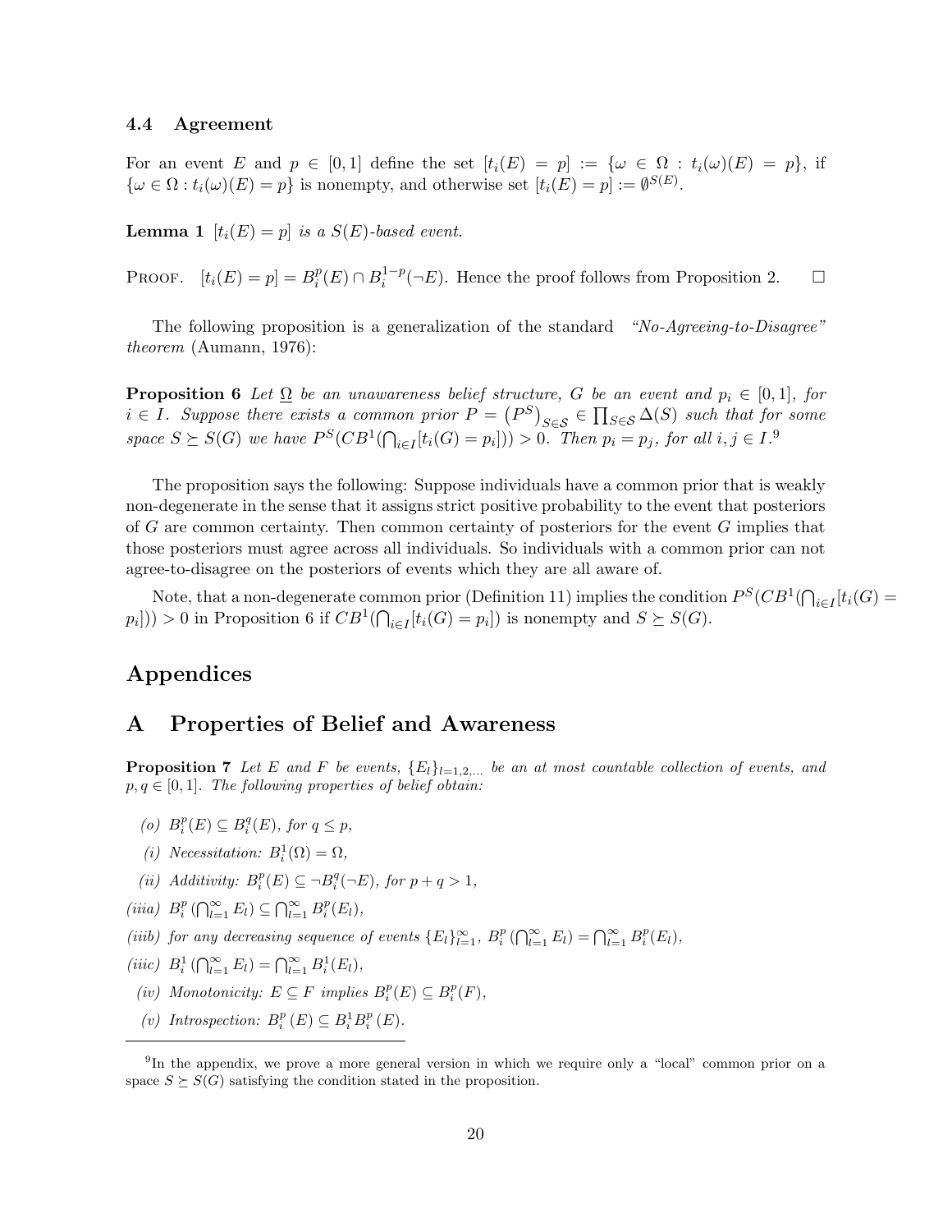### 4.4 Agreement

For an event $E$ and $p \in [0,1]$ define the set $[t_i(E) = p] := \{\omega \in \Omega : t_i(\omega)(E) = p\}$, if $\{\omega \in \Omega : t_i(\omega)(E) = p\}$ is nonempty, and otherwise set $[t_i(E) = p] := \emptyset^{S(E)}$.

**Lemma 1** *$[t_i(E) = p]$ is a $S(E)$-based event.*

PROOF. $[t_i(E) = p] = B_i^p(E) \cap B_i^{1-p}(\neg E)$. Hence the proof follows from Proposition 2. $\square$

The following proposition is a generalization of the standard *"No-Agreeing-to-Disagree" theorem* (Aumann, 1976):

**Proposition 6** *Let $\Omega$ be an unawareness belief structure, $G$ be an event and $p_i \in [0,1]$, for $i \in I$. Suppose there exists a common prior $P = (P^S)_{S \in \mathcal{S}} \in \prod_{S \in \mathcal{S}} \Delta(S)$ such that for some space $S \succeq S(G)$ we have $P^S(CB^1(\bigcap_{i \in I}[t_i(G) = p_i])) > 0$. Then $p_i = p_j$, for all $i, j \in I$.*[9]

The proposition says the following: Suppose individuals have a common prior that is weakly non-degenerate in the sense that it assigns strict positive probability to the event that posteriors of $G$ are common certainty. Then common certainty of posteriors for the event $G$ implies that those posteriors must agree across all individuals. So individuals with a common prior can not agree-to-disagree on the posteriors of events which they are all aware of.

Note, that a non-degenerate common prior (Definition 11) implies the condition $P^S(CB^1(\bigcap_{i \in I}[t_i(G) = p_i])) > 0$ in Proposition 6 if $CB^1(\bigcap_{i \in I}[t_i(G) = p_i])$ is nonempty and $S \succeq S(G)$.

# Appendices

## A Properties of Belief and Awareness

**Proposition 7** *Let $E$ and $F$ be events, $\{E_l\}_{l=1,2,...}$ be an at most countable collection of events, and $p, q \in [0,1]$. The following properties of belief obtain:*

*(o) $B_i^p(E) \subseteq B_i^q(E)$, for $q \leq p$,*

*(i) Necessitation: $B_i^1(\Omega) = \Omega$,*

*(ii) Additivity: $B_i^p(E) \subseteq \neg B_i^q(\neg E)$, for $p + q > 1$,*

*(iiia) $B_i^p\left(\bigcap_{l=1}^{\infty} E_l\right) \subseteq \bigcap_{l=1}^{\infty} B_i^p(E_l)$,*

*(iiib) for any decreasing sequence of events $\{E_l\}_{l=1}^{\infty}$, $B_i^p\left(\bigcap_{l=1}^{\infty} E_l\right) = \bigcap_{l=1}^{\infty} B_i^p(E_l)$,*

*(iiic) $B_i^1\left(\bigcap_{l=1}^{\infty} E_l\right) = \bigcap_{l=1}^{\infty} B_i^1(E_l)$,*

*(iv) Monotonicity: $E \subseteq F$ implies $B_i^p(E) \subseteq B_i^p(F)$,*

*(v) Introspection: $B_i^p(E) \subseteq B_i^1 B_i^p(E)$.*

[9] In the appendix, we prove a more general version in which we require only a "local" common prior on a space $S \succeq S(G)$ satisfying the condition stated in the proposition.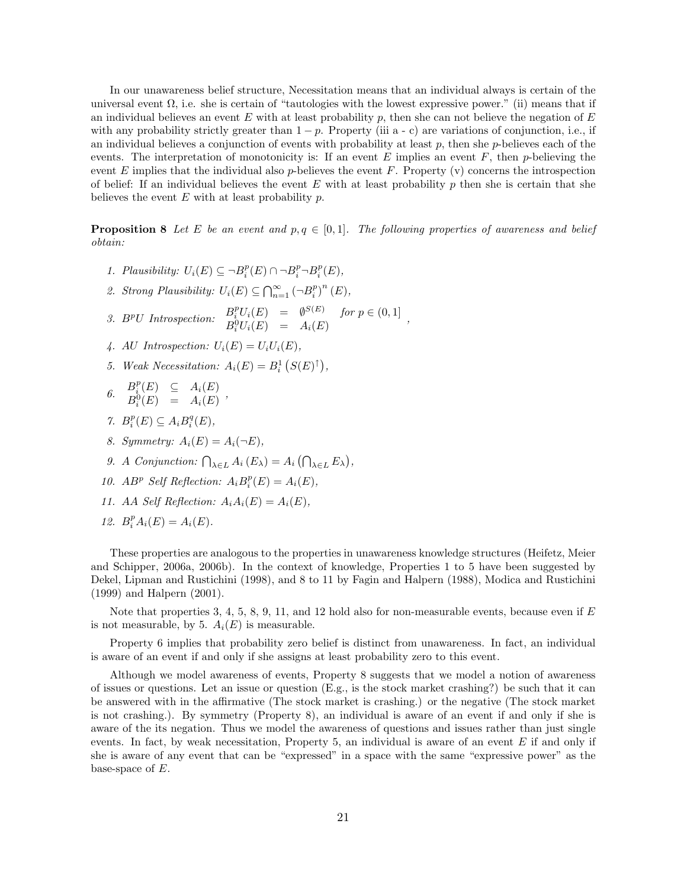In our unawareness belief structure, Necessitation means that an individual always is certain of the universal event $\Omega$, i.e. she is certain of "tautologies with the lowest expressive power." (ii) means that if an individual believes an event $E$ with at least probability $p$, then she can not believe the negation of $E$ with any probability strictly greater than $1-p$. Property (iii a - c) are variations of conjunction, i.e., if an individual believes a conjunction of events with probability at least $p$, then she $p$-believes each of the events. The interpretation of monotonicity is: If an event $E$ implies an event $F$, then $p$-believing the event $E$ implies that the individual also $p$-believes the event $F$. Property (v) concerns the introspection of belief: If an individual believes the event $E$ with at least probability $p$ then she is certain that she believes the event $E$ with at least probability $p$.

**Proposition 8** *Let $E$ be an event and $p, q \in [0,1]$. The following properties of awareness and belief obtain:*

1. *Plausibility:* $U_i(E) \subseteq \neg B_i^p(E) \cap \neg B_i^p \neg B_i^p(E)$,
2. *Strong Plausibility:* $U_i(E) \subseteq \bigcap_{n=1}^{\infty} \left(\neg B_i^p\right)^n (E)$,
3. *$B^pU$ Introspection:* $\begin{array}{rcll} B_i^p U_i(E) & = & \emptyset^{S(E)} & \text{for } p \in (0,1] \\ B_i^0 U_i(E) & = & A_i(E) & \end{array}$,
4. *AU Introspection:* $U_i(E) = U_i U_i(E)$,
5. *Weak Necessitation:* $A_i(E) = B_i^1\left(S(E)^{\uparrow}\right)$,
6. $\begin{array}{rcl} B_i^p(E) & \subseteq & A_i(E) \\ B_i^0(E) & = & A_i(E) \end{array}$,
7. $B_i^p(E) \subseteq A_i B_i^q(E)$,
8. *Symmetry:* $A_i(E) = A_i(\neg E)$,
9. *A Conjunction:* $\bigcap_{\lambda \in L} A_i\left(E_\lambda\right) = A_i\left(\bigcap_{\lambda \in L} E_\lambda\right)$,
10. *$AB^p$ Self Reflection:* $A_i B_i^p(E) = A_i(E)$,
11. *AA Self Reflection:* $A_i A_i(E) = A_i(E)$,
12. $B_i^p A_i(E) = A_i(E)$.

These properties are analogous to the properties in unawareness knowledge structures (Heifetz, Meier and Schipper, 2006a, 2006b). In the context of knowledge, Properties 1 to 5 have been suggested by Dekel, Lipman and Rustichini (1998), and 8 to 11 by Fagin and Halpern (1988), Modica and Rustichini (1999) and Halpern (2001).

Note that properties 3, 4, 5, 8, 9, 11, and 12 hold also for non-measurable events, because even if $E$ is not measurable, by 5. $A_i(E)$ is measurable.

Property 6 implies that probability zero belief is distinct from unawareness. In fact, an individual is aware of an event if and only if she assigns at least probability zero to this event.

Although we model awareness of events, Property 8 suggests that we model a notion of awareness of issues or questions. Let an issue or question (E.g., is the stock market crashing?) be such that it can be answered with in the affirmative (The stock market is crashing.) or the negative (The stock market is not crashing.). By symmetry (Property 8), an individual is aware of an event if and only if she is aware of the its negation. Thus we model the awareness of questions and issues rather than just single events. In fact, by weak necessitation, Property 5, an individual is aware of an event $E$ if and only if she is aware of any event that can be "expressed" in a space with the same "expressive power" as the base-space of $E$.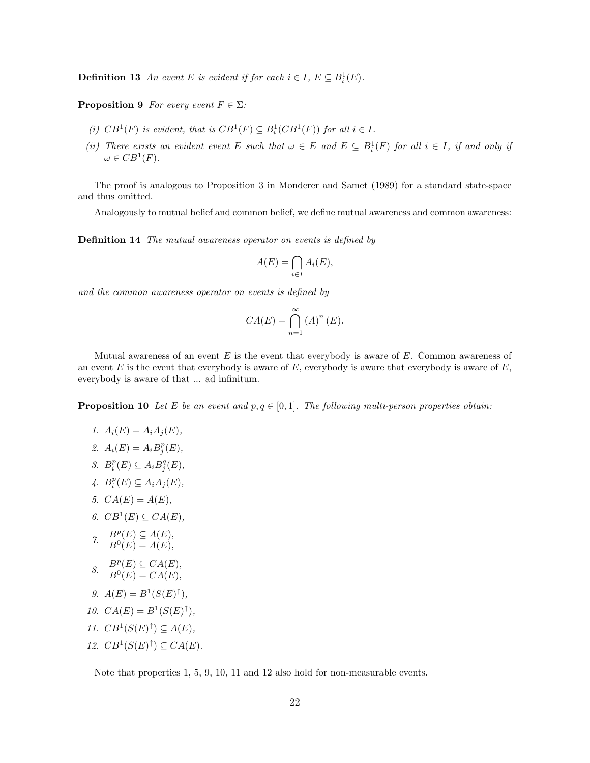**Definition 13** *An event $E$ is evident if for each $i \in I$, $E \subseteq B_i^1(E)$.*

**Proposition 9** *For every event $F \in \Sigma$:*

*(i) $CB^1(F)$ is evident, that is $CB^1(F) \subseteq B_i^1(CB^1(F))$ for all $i \in I$.*

*(ii) There exists an evident event $E$ such that $\omega \in E$ and $E \subseteq B_i^1(F)$ for all $i \in I$, if and only if $\omega \in CB^1(F)$.*

The proof is analogous to Proposition 3 in Monderer and Samet (1989) for a standard state-space and thus omitted.

Analogously to mutual belief and common belief, we define mutual awareness and common awareness:

**Definition 14** *The mutual awareness operator on events is defined by*

$$A(E) = \bigcap_{i \in I} A_i(E),$$

*and the common awareness operator on events is defined by*

$$CA(E) = \bigcap_{n=1}^{\infty} (A)^n (E).$$

Mutual awareness of an event $E$ is the event that everybody is aware of $E$. Common awareness of an event $E$ is the event that everybody is aware of $E$, everybody is aware that everybody is aware of $E$, everybody is aware of that ... ad infinitum.

**Proposition 10** *Let $E$ be an event and $p, q \in [0, 1]$. The following multi-person properties obtain:*

1. $A_i(E) = A_i A_j(E)$,
2. $A_i(E) = A_i B_j^p(E)$,
3. $B_i^p(E) \subseteq A_i B_j^q(E)$,
4. $B_i^p(E) \subseteq A_i A_j(E)$,
5. $CA(E) = A(E)$,
6. $CB^1(E) \subseteq CA(E)$,
7. $B^p(E) \subseteq A(E)$,
   $B^0(E) = A(E)$,
8. $B^p(E) \subseteq CA(E)$,
   $B^0(E) = CA(E)$,
9. $A(E) = B^1(S(E)^{\uparrow})$,
10. $CA(E) = B^1(S(E)^{\uparrow})$,
11. $CB^1(S(E)^{\uparrow}) \subseteq A(E)$,
12. $CB^1(S(E)^{\uparrow}) \subseteq CA(E)$.

Note that properties 1, 5, 9, 10, 11 and 12 also hold for non-measurable events.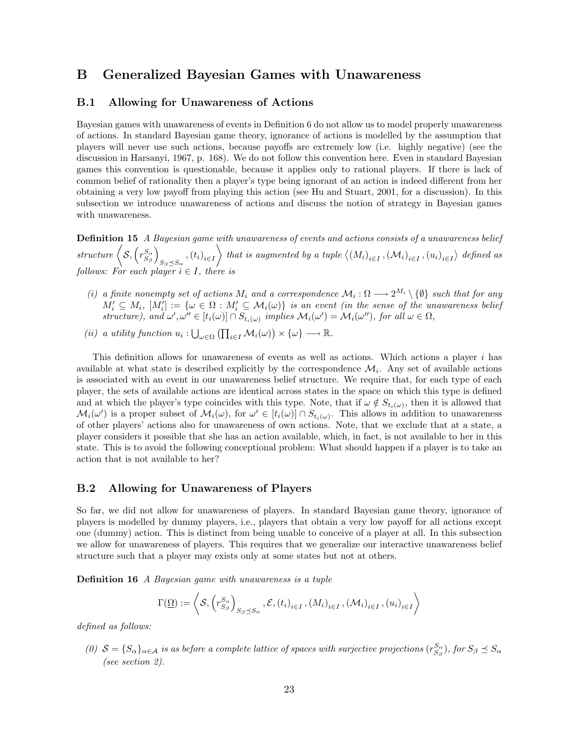# B Generalized Bayesian Games with Unawareness

## B.1 Allowing for Unawareness of Actions

Bayesian games with unawareness of events in Definition 6 do not allow us to model properly unawareness of actions. In standard Bayesian game theory, ignorance of actions is modelled by the assumption that players will never use such actions, because payoffs are extremely low (i.e. highly negative) (see the discussion in Harsanyi, 1967, p. 168). We do not follow this convention here. Even in standard Bayesian games this convention is questionable, because it applies only to rational players. If there is lack of common belief of rationality then a player's type being ignorant of an action is indeed different from her obtaining a very low payoff from playing this action (see Hu and Stuart, 2001, for a discussion). In this subsection we introduce unawareness of actions and discuss the notion of strategy in Bayesian games with unawareness.

**Definition 15** *A Bayesian game with unawareness of events and actions consists of a unawareness belief structure* $\left\langle \mathcal{S}, \left(r^{S_\alpha}_{S_\beta}\right)_{S_\beta \preceq S_\alpha}, (t_i)_{i \in I} \right\rangle$ *that is augmented by a tuple* $\left\langle (M_i)_{i \in I}, (\mathcal{M}_i)_{i \in I}, (u_i)_{i \in I} \right\rangle$ *defined as follows: For each player* $i \in I$*, there is*

*(i) a finite nonempty set of actions* $M_i$ *and a correspondence* $\mathcal{M}_i : \Omega \longrightarrow 2^{M_i} \setminus \{\emptyset\}$ *such that for any* $M'_i \subseteq M_i$*,* $[M'_i] := \{\omega \in \Omega : M'_i \subseteq \mathcal{M}_i(\omega)\}$ *is an event (in the sense of the unawareness belief structure), and* $\omega', \omega'' \in [t_i(\omega)] \cap S_{t_i(\omega)}$ *implies* $\mathcal{M}_i(\omega') = \mathcal{M}_i(\omega'')$*, for all* $\omega \in \Omega$*,*

*(ii) a utility function* $u_i : \bigcup_{\omega \in \Omega} \left(\prod_{i \in I} \mathcal{M}_i(\omega)\right) \times \{\omega\} \longrightarrow \mathbb{R}$*.*

This definition allows for unawareness of events as well as actions. Which actions a player $i$ has available at what state is described explicitly by the correspondence $\mathcal{M}_i$. Any set of available actions is associated with an event in our unawareness belief structure. We require that, for each type of each player, the sets of available actions are identical across states in the space on which this type is defined and at which the player's type coincides with this type. Note, that if $\omega \notin S_{t_i(\omega)}$, then it is allowed that $\mathcal{M}_i(\omega')$ is a proper subset of $\mathcal{M}_i(\omega)$, for $\omega' \in [t_i(\omega)] \cap S_{t_i(\omega)}$. This allows in addition to unawareness of other players' actions also for unawareness of own actions. Note, that we exclude that at a state, a player considers it possible that she has an action available, which, in fact, is not available to her in this state. This is to avoid the following conceptional problem: What should happen if a player is to take an action that is not available to her?

## B.2 Allowing for Unawareness of Players

So far, we did not allow for unawareness of players. In standard Bayesian game theory, ignorance of players is modelled by dummy players, i.e., players that obtain a very low payoff for all actions except one (dummy) action. This is distinct from being unable to conceive of a player at all. In this subsection we allow for unawareness of players. This requires that we generalize our interactive unawareness belief structure such that a player may exists only at some states but not at others.

**Definition 16** *A Bayesian game with unawareness is a tuple*

$$\Gamma(\underline{\Omega}) := \left\langle \mathcal{S}, \left(r^{S_\alpha}_{S_\beta}\right)_{S_\beta \preceq S_\alpha}, \mathcal{E}, (t_i)_{i \in I}, (M_i)_{i \in I}, (\mathcal{M}_i)_{i \in I}, (u_i)_{i \in I} \right\rangle$$

*defined as follows:*

*(0)* $\mathcal{S} = \{S_\alpha\}_{\alpha \in \mathcal{A}}$ *is as before a complete lattice of spaces with surjective projections* $(r^{S_\alpha}_{S_\beta})$*, for* $S_\beta \preceq S_\alpha$ *(see section 2).*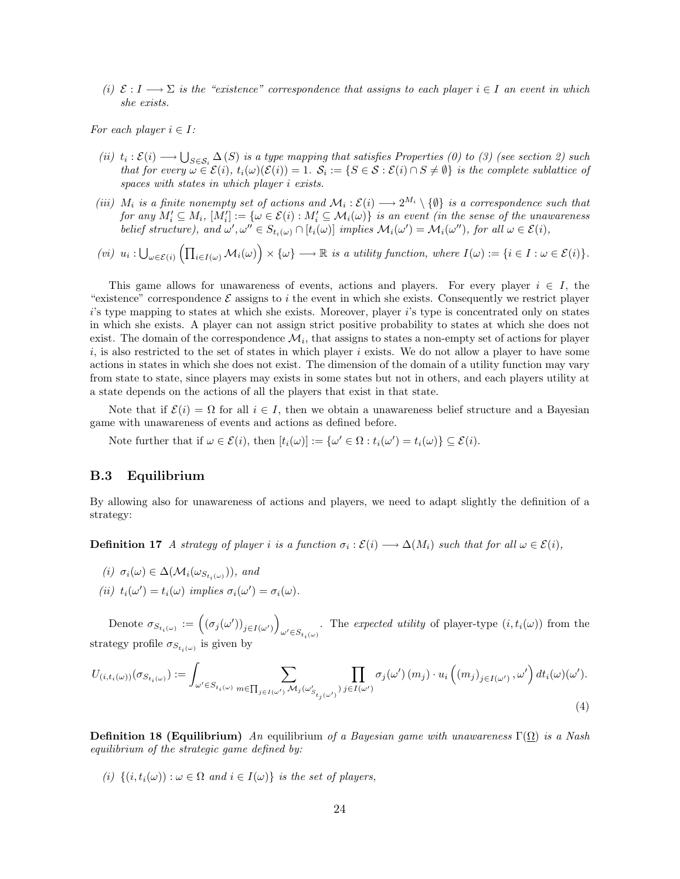(i) $\mathcal{E} : I \longrightarrow \Sigma$ *is the "existence" correspondence that assigns to each player* $i \in I$ *an event in which she exists.*

*For each player* $i \in I$*:*

(ii) $t_i : \mathcal{E}(i) \longrightarrow \bigcup_{S \in \mathcal{S}_i} \Delta(S)$ *is a type mapping that satisfies Properties (0) to (3) (see section 2) such that for every* $\omega \in \mathcal{E}(i)$, $t_i(\omega)(\mathcal{E}(i)) = 1$. $\mathcal{S}_i := \{S \in \mathcal{S} : \mathcal{E}(i) \cap S \neq \emptyset\}$ *is the complete sublattice of spaces with states in which player* $i$ *exists.*

(iii) $M_i$ *is a finite nonempty set of actions and* $\mathcal{M}_i : \mathcal{E}(i) \longrightarrow 2^{M_i} \setminus \{\emptyset\}$ *is a correspondence such that for any* $M_i' \subseteq M_i$, $[M_i'] := \{\omega \in \mathcal{E}(i) : M_i' \subseteq \mathcal{M}_i(\omega)\}$ *is an event (in the sense of the unawareness belief structure), and* $\omega', \omega'' \in S_{t_i(\omega)} \cap [t_i(\omega)]$ *implies* $\mathcal{M}_i(\omega') = \mathcal{M}_i(\omega'')$*, for all* $\omega \in \mathcal{E}(i)$*,*

(vi) $u_i : \bigcup_{\omega \in \mathcal{E}(i)} \left(\prod_{i \in I(\omega)} \mathcal{M}_i(\omega)\right) \times \{\omega\} \longrightarrow \mathbb{R}$ *is a utility function, where* $I(\omega) := \{i \in I : \omega \in \mathcal{E}(i)\}$*.*

This game allows for unawareness of events, actions and players. For every player $i \in I$, the "existence" correspondence $\mathcal{E}$ assigns to $i$ the event in which she exists. Consequently we restrict player $i$'s type mapping to states at which she exists. Moreover, player $i$'s type is concentrated only on states in which she exists. A player can not assign strict positive probability to states at which she does not exist. The domain of the correspondence $\mathcal{M}_i$, that assigns to states a non-empty set of actions for player $i$, is also restricted to the set of states in which player $i$ exists. We do not allow a player to have some actions in states in which she does not exist. The dimension of the domain of a utility function may vary from state to state, since players may exists in some states but not in others, and each players utility at a state depends on the actions of all the players that exist in that state.

Note that if $\mathcal{E}(i) = \Omega$ for all $i \in I$, then we obtain a unawareness belief structure and a Bayesian game with unawareness of events and actions as defined before.

Note further that if $\omega \in \mathcal{E}(i)$, then $[t_i(\omega)] := \{\omega' \in \Omega : t_i(\omega') = t_i(\omega)\} \subseteq \mathcal{E}(i)$.

### B.3 Equilibrium

By allowing also for unawareness of actions and players, we need to adapt slightly the definition of a strategy:

**Definition 17** *A strategy of player* $i$ *is a function* $\sigma_i : \mathcal{E}(i) \longrightarrow \Delta(M_i)$ *such that for all* $\omega \in \mathcal{E}(i)$*,*

(i) $\sigma_i(\omega) \in \Delta(\mathcal{M}_i(\omega_{S_{t_i(\omega)}}))$*, and*

(ii) $t_i(\omega') = t_i(\omega)$ *implies* $\sigma_i(\omega') = \sigma_i(\omega)$*.*

Denote $\sigma_{S_{t_i(\omega)}} := \left((\sigma_j(\omega'))_{j \in I(\omega')}\right)_{\omega' \in S_{t_i(\omega)}}$. The *expected utility* of player-type $(i, t_i(\omega))$ from the strategy profile $\sigma_{S_{t_i(\omega)}}$ is given by

$$U_{(i,t_i(\omega))}(\sigma_{S_{t_i(\omega)}}) := \int_{\omega' \in S_{t_i(\omega)}} \sum_{m \in \prod_{j \in I(\omega')} \mathcal{M}_j(\omega'_{S_{t_j(\omega')}})} \prod_{j \in I(\omega')} \sigma_j(\omega')(m_j) \cdot u_i\left((m_j)_{j \in I(\omega')}, \omega'\right) dt_i(\omega)(\omega'). \tag{4}$$

**Definition 18 (Equilibrium)** *An* equilibrium *of a Bayesian game with unawareness* $\Gamma(\underline{\Omega})$ *is a Nash equilibrium of the strategic game defined by:*

(i) $\{(i, t_i(\omega)) : \omega \in \Omega \text{ and } i \in I(\omega)\}$ *is the set of players,*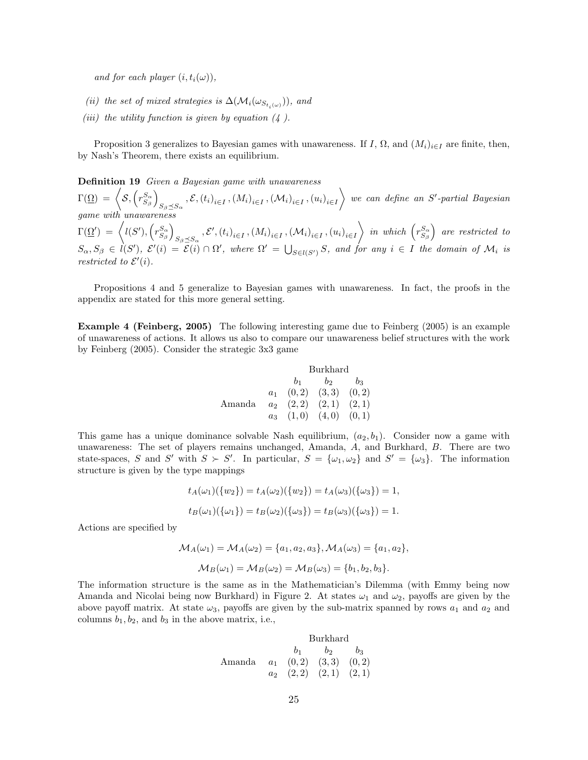*and for each player* $(i, t_i(\omega))$,

*(ii) the set of mixed strategies is* $\Delta(\mathcal{M}_i(\omega_{S_{t_i(\omega)}}))$*, and*

*(iii) the utility function is given by equation (4 ).*

Proposition 3 generalizes to Bayesian games with unawareness. If $I$, $\Omega$, and $(M_i)_{i \in I}$ are finite, then, by Nash's Theorem, there exists an equilibrium.

**Definition 19** *Given a Bayesian game with unawareness* $\Gamma(\underline{\Omega}) = \left\langle \mathcal{S}, \left(r_{S_\beta}^{S_\alpha}\right)_{S_\beta \preceq S_\alpha}, \mathcal{E}, (t_i)_{i \in I}, (M_i)_{i \in I}, (\mathcal{M}_i)_{i \in I}, (u_i)_{i \in I} \right\rangle$ *we can define an* $S'$*-partial Bayesian game with unawareness* $\Gamma(\underline{\Omega}') = \left\langle l(S'), \left(r_{S_\beta}^{S_\alpha}\right)_{S_\beta \preceq S_\alpha}, \mathcal{E}', (t_i)_{i \in I}, (M_i)_{i \in I}, (\mathcal{M}_i)_{i \in I}, (u_i)_{i \in I} \right\rangle$ *in which* $\left(r_{S_\beta}^{S_\alpha}\right)$ *are restricted to* $S_\alpha, S_\beta \in l(S')$*,* $\mathcal{E}'(i) = \mathcal{E}(i) \cap \Omega'$*, where* $\Omega' = \bigcup_{S \in l(S')} S$*, and for any* $i \in I$ *the domain of* $\mathcal{M}_i$ *is restricted to* $\mathcal{E}'(i)$*.*

Propositions 4 and 5 generalize to Bayesian games with unawareness. In fact, the proofs in the appendix are stated for this more general setting.

**Example 4 (Feinberg, 2005)** The following interesting game due to Feinberg (2005) is an example of unawareness of actions. It allows us also to compare our unawareness belief structures with the work by Feinberg (2005). Consider the strategic 3x3 game

| | | Burkhard | | |
|---|---|---|---|---|
| | | $b_1$ | $b_2$ | $b_3$ |
| | $a_1$ | $(0,2)$ | $(3,3)$ | $(0,2)$ |
| Amanda | $a_2$ | $(2,2)$ | $(2,1)$ | $(2,1)$ |
| | $a_3$ | $(1,0)$ | $(4,0)$ | $(0,1)$ |

This game has a unique dominance solvable Nash equilibrium, $(a_2, b_1)$. Consider now a game with unawareness: The set of players remains unchanged, Amanda, $A$, and Burkhard, $B$. There are two state-spaces, $S$ and $S'$ with $S \succ S'$. In particular, $S = \{\omega_1, \omega_2\}$ and $S' = \{\omega_3\}$. The information structure is given by the type mappings

$$t_A(\omega_1)(\{w_2\}) = t_A(\omega_2)(\{w_2\}) = t_A(\omega_3)(\{\omega_3\}) = 1,$$

$$t_B(\omega_1)(\{\omega_1\}) = t_B(\omega_2)(\{\omega_3\}) = t_B(\omega_3)(\{\omega_3\}) = 1.$$

Actions are specified by

$$\mathcal{M}_A(\omega_1) = \mathcal{M}_A(\omega_2) = \{a_1, a_2, a_3\}, \mathcal{M}_A(\omega_3) = \{a_1, a_2\},$$

$$\mathcal{M}_B(\omega_1) = \mathcal{M}_B(\omega_2) = \mathcal{M}_B(\omega_3) = \{b_1, b_2, b_3\}.$$

The information structure is the same as in the Mathematician's Dilemma (with Emmy being now Amanda and Nicolai being now Burkhard) in Figure 2. At states $\omega_1$ and $\omega_2$, payoffs are given by the above payoff matrix. At state $\omega_3$, payoffs are given by the sub-matrix spanned by rows $a_1$ and $a_2$ and columns $b_1, b_2$, and $b_3$ in the above matrix, i.e.,

| | | Burkhard | | |
|---|---|---|---|---|
| | | $b_1$ | $b_2$ | $b_3$ |
| Amanda | $a_1$ | $(0,2)$ | $(3,3)$ | $(0,2)$ |
| | $a_2$ | $(2,2)$ | $(2,1)$ | $(2,1)$ |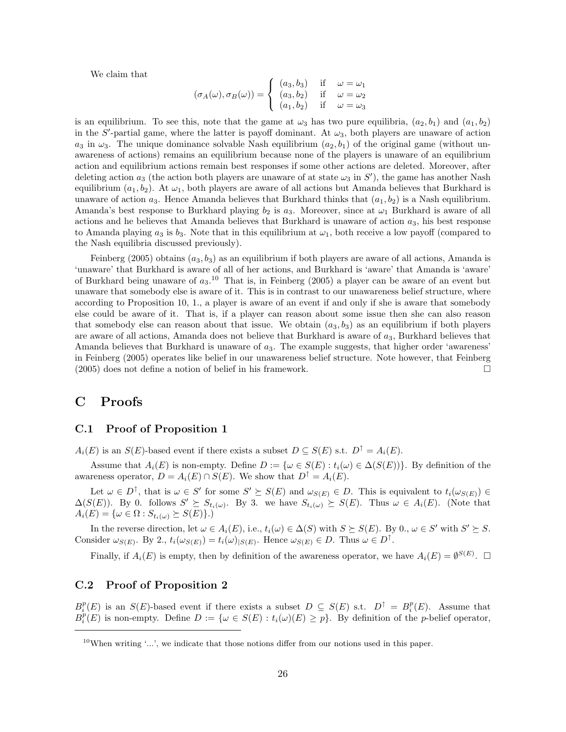We claim that

$$(\sigma_A(\omega), \sigma_B(\omega)) = \begin{cases} (a_3, b_3) & \text{if} \quad \omega = \omega_1 \\ (a_3, b_2) & \text{if} \quad \omega = \omega_2 \\ (a_1, b_2) & \text{if} \quad \omega = \omega_3 \end{cases}$$

is an equilibrium. To see this, note that the game at $\omega_3$ has two pure equilibria, $(a_2, b_1)$ and $(a_1, b_2)$ in the $S'$-partial game, where the latter is payoff dominant. At $\omega_3$, both players are unaware of action $a_3$ in $\omega_3$. The unique dominance solvable Nash equilibrium $(a_2, b_1)$ of the original game (without unawareness of actions) remains an equilibrium because none of the players is unaware of an equilibrium action and equilibrium actions remain best responses if some other actions are deleted. Moreover, after deleting action $a_3$ (the action both players are unaware of at state $\omega_3$ in $S'$), the game has another Nash equilibrium $(a_1, b_2)$. At $\omega_1$, both players are aware of all actions but Amanda believes that Burkhard is unaware of action $a_3$. Hence Amanda believes that Burkhard thinks that $(a_1, b_2)$ is a Nash equilibrium. Amanda's best response to Burkhard playing $b_2$ is $a_3$. Moreover, since at $\omega_1$ Burkhard is aware of all actions and he believes that Amanda believes that Burkhard is unaware of action $a_3$, his best response to Amanda playing $a_3$ is $b_3$. Note that in this equilibrium at $\omega_1$, both receive a low payoff (compared to the Nash equilibria discussed previously).

Feinberg (2005) obtains $(a_3, b_3)$ as an equilibrium if both players are aware of all actions, Amanda is 'unaware' that Burkhard is aware of all of her actions, and Burkhard is 'aware' that Amanda is 'aware' of Burkhard being unaware of $a_3$.[10] That is, in Feinberg (2005) a player can be aware of an event but unaware that somebody else is aware of it. This is in contrast to our unawareness belief structure, where according to Proposition 10, 1., a player is aware of an event if and only if she is aware that somebody else could be aware of it. That is, if a player can reason about some issue then she can also reason that somebody else can reason about that issue. We obtain $(a_3, b_3)$ as an equilibrium if both players are aware of all actions, Amanda does not believe that Burkhard is aware of $a_3$, Burkhard believes that Amanda believes that Burkhard is unaware of $a_3$. The example suggests, that higher order 'awareness' in Feinberg (2005) operates like belief in our unawareness belief structure. Note however, that Feinberg (2005) does not define a notion of belief in his framework. □

# C Proofs

## C.1 Proof of Proposition 1

$A_i(E)$ is an $S(E)$-based event if there exists a subset $D \subseteq S(E)$ s.t. $D^\uparrow = A_i(E)$.

Assume that $A_i(E)$ is non-empty. Define $D := \{\omega \in S(E) : t_i(\omega) \in \Delta(S(E))\}$. By definition of the awareness operator, $D = A_i(E) \cap S(E)$. We show that $D^\uparrow = A_i(E)$.

Let $\omega \in D^\uparrow$, that is $\omega \in S'$ for some $S' \succeq S(E)$ and $\omega_{S(E)} \in D$. This is equivalent to $t_i(\omega_{S(E)}) \in \Delta(S(E))$. By 0. follows $S' \succeq S_{t_i(\omega)}$. By 3. we have $S_{t_i(\omega)} \succeq S(E)$. Thus $\omega \in A_i(E)$. (Note that $A_i(E) = \{\omega \in \Omega : S_{t_i(\omega)} \succeq S(E)\}$.)

In the reverse direction, let $\omega \in A_i(E)$, i.e., $t_i(\omega) \in \Delta(S)$ with $S \succeq S(E)$. By 0., $\omega \in S'$ with $S' \succeq S$. Consider $\omega_{S(E)}$. By 2., $t_i(\omega_{S(E)}) = t_i(\omega)_{|S(E)}$. Hence $\omega_{S(E)} \in D$. Thus $\omega \in D^\uparrow$.

Finally, if $A_i(E)$ is empty, then by definition of the awareness operator, we have $A_i(E) = \emptyset^{S(E)}$. □

## C.2 Proof of Proposition 2

$B_i^p(E)$ is an $S(E)$-based event if there exists a subset $D \subseteq S(E)$ s.t. $D^\uparrow = B_i^p(E)$. Assume that $B_i^p(E)$ is non-empty. Define $D := \{\omega \in S(E) : t_i(\omega)(E) \geq p\}$. By definition of the $p$-belief operator,

[10] When writing '...', we indicate that those notions differ from our notions used in this paper.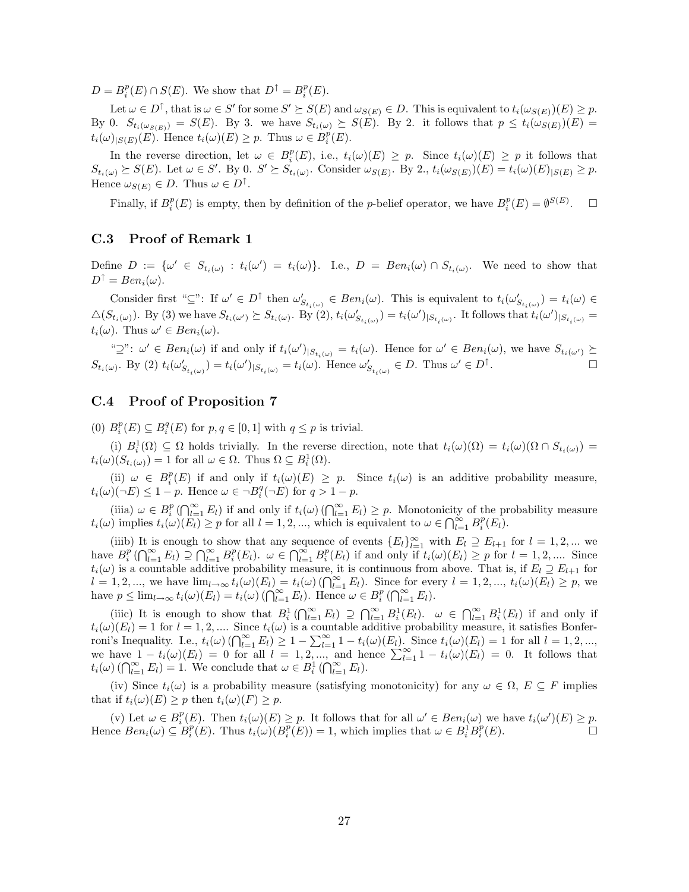$D = B_i^p(E) \cap S(E)$. We show that $D^\uparrow = B_i^p(E)$.

Let $\omega \in D^\uparrow$, that is $\omega \in S'$ for some $S' \succeq S(E)$ and $\omega_{S(E)} \in D$. This is equivalent to $t_i(\omega_{S(E)})(E) \geq p$. By 0. $S_{t_i(\omega_{S(E)})} = S(E)$. By 3. we have $S_{t_i(\omega)} \succeq S(E)$. By 2. it follows that $p \leq t_i(\omega_{S(E)})(E) = t_i(\omega)_{|S(E)}(E)$. Hence $t_i(\omega)(E) \geq p$. Thus $\omega \in B_i^p(E)$.

In the reverse direction, let $\omega \in B_i^p(E)$, i.e., $t_i(\omega)(E) \geq p$. Since $t_i(\omega)(E) \geq p$ it follows that $S_{t_i(\omega)} \succeq S(E)$. Let $\omega \in S'$. By 0. $S' \succeq S_{t_i(\omega)}$. Consider $\omega_{S(E)}$. By 2., $t_i(\omega_{S(E)})(E) = t_i(\omega)(E)_{|S(E)} \geq p$. Hence $\omega_{S(E)} \in D$. Thus $\omega \in D^\uparrow$.

Finally, if $B_i^p(E)$ is empty, then by definition of the $p$-belief operator, we have $B_i^p(E) = \emptyset^{S(E)}$. □

## C.3 Proof of Remark 1

Define $D := \{\omega' \in S_{t_i(\omega)} : t_i(\omega') = t_i(\omega)\}$. I.e., $D = Ben_i(\omega) \cap S_{t_i(\omega)}$. We need to show that $D^\uparrow = Ben_i(\omega)$.

Consider first "$\subseteq$": If $\omega' \in D^\uparrow$ then $\omega'_{S_{t_i(\omega)}} \in Ben_i(\omega)$. This is equivalent to $t_i(\omega'_{S_{t_i(\omega)}}) = t_i(\omega) \in \triangle(S_{t_i(\omega)})$. By (3) we have $S_{t_i(\omega')} \succeq S_{t_i(\omega)}$. By (2), $t_i(\omega'_{S_{t_i(\omega)}}) = t_i(\omega')_{|S_{t_i(\omega)}}$. It follows that $t_i(\omega')_{|S_{t_i(\omega)}} = t_i(\omega)$. Thus $\omega' \in Ben_i(\omega)$.

"$\supseteq$": $\omega' \in Ben_i(\omega)$ if and only if $t_i(\omega')_{|S_{t_i(\omega)}} = t_i(\omega)$. Hence for $\omega' \in Ben_i(\omega)$, we have $S_{t_i(\omega')} \succeq S_{t_i(\omega)}$. By (2) $t_i(\omega'_{S_{t_i(\omega)}}) = t_i(\omega')_{|S_{t_i(\omega)}} = t_i(\omega)$. Hence $\omega'_{S_{t_i(\omega)}} \in D$. Thus $\omega' \in D^\uparrow$. □

## C.4 Proof of Proposition 7

(0) $B_i^p(E) \subseteq B_i^q(E)$ for $p, q \in [0,1]$ with $q \leq p$ is trivial.

(i) $B_i^1(\Omega) \subseteq \Omega$ holds trivially. In the reverse direction, note that $t_i(\omega)(\Omega) = t_i(\omega)(\Omega \cap S_{t_i(\omega)}) = t_i(\omega)(S_{t_i(\omega)}) = 1$ for all $\omega \in \Omega$. Thus $\Omega \subseteq B_i^1(\Omega)$.

(ii) $\omega \in B_i^p(E)$ if and only if $t_i(\omega)(E) \geq p$. Since $t_i(\omega)$ is an additive probability measure, $t_i(\omega)(\neg E) \leq 1 - p$. Hence $\omega \in \neg B_i^q(\neg E)$ for $q > 1 - p$.

(iiia) $\omega \in B_i^p\left(\bigcap_{l=1}^\infty E_l\right)$ if and only if $t_i(\omega)\left(\bigcap_{l=1}^\infty E_l\right) \geq p$. Monotonicity of the probability measure $t_i(\omega)$ implies $t_i(\omega)(E_l) \geq p$ for all $l = 1, 2, ...$, which is equivalent to $\omega \in \bigcap_{l=1}^\infty B_i^p(E_l)$.

(iiib) It is enough to show that any sequence of events $\{E_l\}_{l=1}^\infty$ with $E_l \supseteq E_{l+1}$ for $l = 1, 2, ...$ we have $B_i^p\left(\bigcap_{l=1}^\infty E_l\right) \supseteq \bigcap_{l=1}^\infty B_i^p(E_l)$. $\omega \in \bigcap_{l=1}^\infty B_i^p(E_l)$ if and only if $t_i(\omega)(E_l) \geq p$ for $l = 1, 2, ....$ Since $t_i(\omega)$ is a countable additive probability measure, it is continuous from above. That is, if $E_l \supseteq E_{l+1}$ for $l = 1, 2, ...,$ we have $\lim_{l \to \infty} t_i(\omega)(E_l) = t_i(\omega)\left(\bigcap_{l=1}^\infty E_l\right)$. Since for every $l = 1, 2, ...,$ $t_i(\omega)(E_l) \geq p$, we have $p \leq \lim_{l \to \infty} t_i(\omega)(E_l) = t_i(\omega)\left(\bigcap_{l=1}^\infty E_l\right)$. Hence $\omega \in B_i^p\left(\bigcap_{l=1}^\infty E_l\right)$.

(iiic) It is enough to show that $B_i^1\left(\bigcap_{l=1}^\infty E_l\right) \supseteq \bigcap_{l=1}^\infty B_i^1(E_l)$. $\omega \in \bigcap_{l=1}^\infty B_i^1(E_l)$ if and only if $t_i(\omega)(E_l) = 1$ for $l = 1, 2, ....$ Since $t_i(\omega)$ is a countable additive probability measure, it satisfies Bonferroni's Inequality. I.e., $t_i(\omega)\left(\bigcap_{l=1}^\infty E_l\right) \geq 1 - \sum_{l=1}^\infty 1 - t_i(\omega)(E_l)$. Since $t_i(\omega)(E_l) = 1$ for all $l = 1, 2, ...,$ we have $1 - t_i(\omega)(E_l) = 0$ for all $l = 1, 2, ...,$ and hence $\sum_{l=1}^\infty 1 - t_i(\omega)(E_l) = 0$. It follows that $t_i(\omega)\left(\bigcap_{l=1}^\infty E_l\right) = 1$. We conclude that $\omega \in B_i^1\left(\bigcap_{l=1}^\infty E_l\right)$.

(iv) Since $t_i(\omega)$ is a probability measure (satisfying monotonicity) for any $\omega \in \Omega$, $E \subseteq F$ implies that if $t_i(\omega)(E) \geq p$ then $t_i(\omega)(F) \geq p$.

(v) Let $\omega \in B_i^p(E)$. Then $t_i(\omega)(E) \geq p$. It follows that for all $\omega' \in Ben_i(\omega)$ we have $t_i(\omega')(E) \geq p$. Hence $Ben_i(\omega) \subseteq B_i^p(E)$. Thus $t_i(\omega)(B_i^p(E)) = 1$, which implies that $\omega \in B_i^1 B_i^p(E)$. □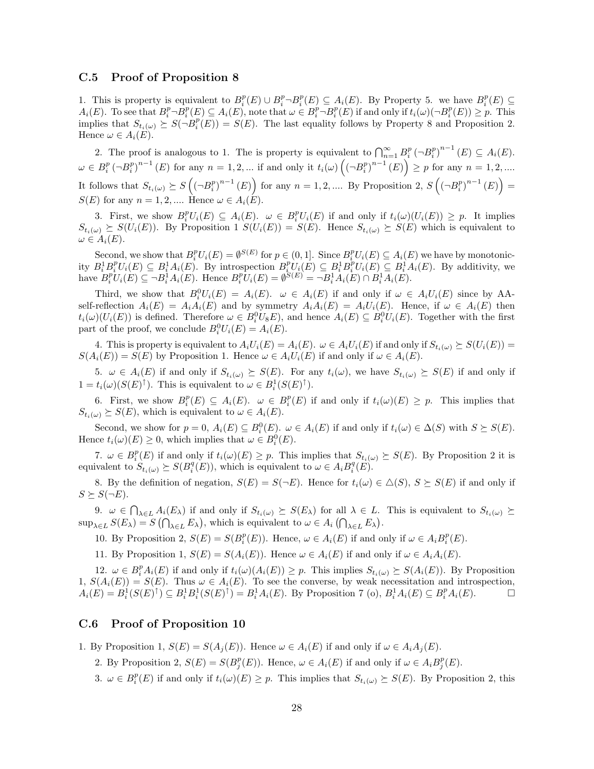### C.5 Proof of Proposition 8

1. This is property is equivalent to $B_i^p(E) \cup B_i^p \neg B_i^p(E) \subseteq A_i(E)$. By Property 5. we have $B_i^p(E) \subseteq A_i(E)$. To see that $B_i^p \neg B_i^p(E) \subseteq A_i(E)$, note that $\omega \in B_i^p \neg B_i^p(E)$ if and only if $t_i(\omega)(\neg B_i^p(E)) \geq p$. This implies that $S_{t_i(\omega)} \succeq S(\neg B_i^p(E)) = S(E)$. The last equality follows by Property 8 and Proposition 2. Hence $\omega \in A_i(E)$.

2. The proof is analogous to 1. The is property is equivalent to $\bigcap_{n=1}^{\infty} B_i^p \left(\neg B_i^p\right)^{n-1}(E) \subseteq A_i(E)$. $\omega \in B_i^p \left(\neg B_i^p\right)^{n-1}(E)$ for any $n = 1, 2, ...$ if and only it $t_i(\omega)\left(\left(\neg B_i^p\right)^{n-1}(E)\right) \geq p$ for any $n = 1, 2, ....$ It follows that $S_{t_i(\omega)} \succeq S\left(\left(\neg B_i^p\right)^{n-1}(E)\right)$ for any $n = 1, 2, ....$ By Proposition 2, $S\left(\left(\neg B_i^p\right)^{n-1}(E)\right) = S(E)$ for any $n = 1, 2, ....$ Hence $\omega \in A_i(E)$.

3. First, we show $B_i^p U_i(E) \subseteq A_i(E)$. $\omega \in B_i^p U_i(E)$ if and only if $t_i(\omega)(U_i(E)) \geq p$. It implies $S_{t_i(\omega)} \succeq S(U_i(E))$. By Proposition 1 $S(U_i(E)) = S(E)$. Hence $S_{t_i(\omega)} \succeq S(E)$ which is equivalent to $\omega \in A_i(E)$.

Second, we show that $B_i^p U_i(E) = \emptyset^{S(E)}$ for $p \in (0, 1]$. Since $B_i^p U_i(E) \subseteq A_i(E)$ we have by monotonicity $B_i^1 B_i^p U_i(E) \subseteq B_i^1 A_i(E)$. By introspection $B_i^p U_i(E) \subseteq B_i^1 B_i^p U_i(E) \subseteq B_i^1 A_i(E)$. By additivity, we have $B_i^p U_i(E) \subseteq \neg B_i^1 A_i(E)$. Hence $B_i^p U_i(E) = \emptyset^{S(E)} = \neg B_i^1 A_i(E) \cap B_i^1 A_i(E)$.

Third, we show that $B_i^0 U_i(E) = A_i(E)$. $\omega \in A_i(E)$ if and only if $\omega \in A_i U_i(E)$ since by AA-self-reflection $A_i(E) = A_i A_i(E)$ and by symmetry $A_i A_i(E) = A_i U_i(E)$. Hence, if $\omega \in A_i(E)$ then $t_i(\omega)(U_i(E))$ is defined. Therefore $\omega \in B_i^0 U_8 E)$, and hence $A_i(E) \subseteq B_i^0 U_i(E)$. Together with the first part of the proof, we conclude $B_i^0 U_i(E) = A_i(E)$.

4. This is property is equivalent to $A_i U_i(E) = A_i(E)$. $\omega \in A_i U_i(E)$ if and only if $S_{t_i(\omega)} \succeq S(U_i(E)) = S(A_i(E)) = S(E)$ by Proposition 1. Hence $\omega \in A_i U_i(E)$ if and only if $\omega \in A_i(E)$.

5. $\omega \in A_i(E)$ if and only if $S_{t_i(\omega)} \succeq S(E)$. For any $t_i(\omega)$, we have $S_{t_i(\omega)} \succeq S(E)$ if and only if $1 = t_i(\omega)(S(E)^{\uparrow})$. This is equivalent to $\omega \in B_i^1(S(E)^{\uparrow})$.

6. First, we show $B_i^p(E) \subseteq A_i(E)$. $\omega \in B_i^p(E)$ if and only if $t_i(\omega)(E) \geq p$. This implies that $S_{t_i(\omega)} \succeq S(E)$, which is equivalent to $\omega \in A_i(E)$.

Second, we show for $p = 0$, $A_i(E) \subseteq B_i^0(E)$. $\omega \in A_i(E)$ if and only if $t_i(\omega) \in \Delta(S)$ with $S \succeq S(E)$. Hence $t_i(\omega)(E) \geq 0$, which implies that $\omega \in B_i^0(E)$.

7. $\omega \in B_i^p(E)$ if and only if $t_i(\omega)(E) \geq p$. This implies that $S_{t_i(\omega)} \succeq S(E)$. By Proposition 2 it is equivalent to $S_{t_i(\omega)} \succeq S(B_i^q(E))$, which is equivalent to $\omega \in A_i B_i^q(E)$.

8. By the definition of negation, $S(E) = S(\neg E)$. Hence for $t_i(\omega) \in \triangle(S)$, $S \succeq S(E)$ if and only if $S \succeq S(\neg E)$.

9. $\omega \in \bigcap_{\lambda \in L} A_i(E_\lambda)$ if and only if $S_{t_i(\omega)} \succeq S(E_\lambda)$ for all $\lambda \in L$. This is equivalent to $S_{t_i(\omega)} \succeq \sup_{\lambda \in L} S(E_\lambda) = S\left(\bigcap_{\lambda \in L} E_\lambda\right)$, which is equivalent to $\omega \in A_i\left(\bigcap_{\lambda \in L} E_\lambda\right)$.

10. By Proposition 2, $S(E) = S(B_i^p(E))$. Hence, $\omega \in A_i(E)$ if and only if $\omega \in A_i B_i^p(E)$.

11. By Proposition 1, $S(E) = S(A_i(E))$. Hence $\omega \in A_i(E)$ if and only if $\omega \in A_i A_i(E)$.

12. $\omega \in B_i^p A_i(E)$ if and only if $t_i(\omega)(A_i(E)) \geq p$. This implies $S_{t_i(\omega)} \succeq S(A_i(E))$. By Proposition 1, $S(A_i(E)) = S(E)$. Thus $\omega \in A_i(E)$. To see the converse, by weak necessitation and introspection, $A_i(E) = B_i^1(S(E)^{\uparrow}) \subseteq B_i^1 B_i^1(S(E)^{\uparrow}) = B_i^1 A_i(E)$. By Proposition 7 (o), $B_i^1 A_i(E) \subseteq B_i^p A_i(E)$. □

### C.6 Proof of Proposition 10

1. By Proposition 1, $S(E) = S(A_j(E))$. Hence $\omega \in A_i(E)$ if and only if $\omega \in A_i A_j(E)$.

2. By Proposition 2, $S(E) = S(B_j^p(E))$. Hence, $\omega \in A_i(E)$ if and only if $\omega \in A_i B_j^p(E)$.

3. $\omega \in B_i^p(E)$ if and only if $t_i(\omega)(E) \geq p$. This implies that $S_{t_i(\omega)} \succeq S(E)$. By Proposition 2, this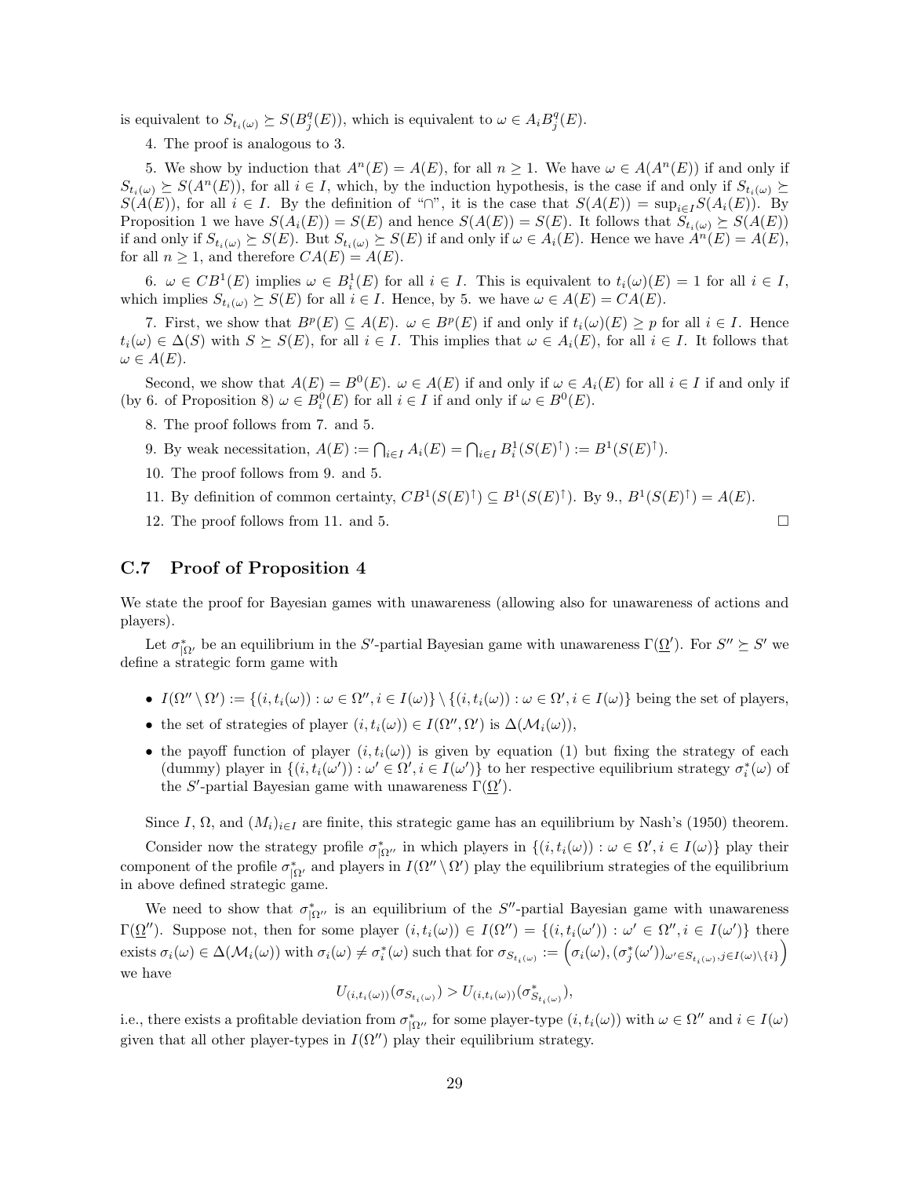is equivalent to $S_{t_i(\omega)} \succeq S(B_j^q(E))$, which is equivalent to $\omega \in A_i B_j^q(E)$.

4. The proof is analogous to 3.

5. We show by induction that $A^n(E) = A(E)$, for all $n \geq 1$. We have $\omega \in A(A^n(E))$ if and only if $S_{t_i(\omega)} \succeq S(A^n(E))$, for all $i \in I$, which, by the induction hypothesis, is the case if and only if $S_{t_i(\omega)} \succeq S(A(E))$, for all $i \in I$. By the definition of "$\cap$", it is the case that $S(A(E)) = \sup_{i \in I} S(A_i(E))$. By Proposition 1 we have $S(A_i(E)) = S(E)$ and hence $S(A(E)) = S(E)$. It follows that $S_{t_i(\omega)} \succeq S(A(E))$ if and only if $S_{t_i(\omega)} \succeq S(E)$. But $S_{t_i(\omega)} \succeq S(E)$ if and only if $\omega \in A_i(E)$. Hence we have $A^n(E) = A(E)$, for all $n \geq 1$, and therefore $CA(E) = A(E)$.

6. $\omega \in CB^1(E)$ implies $\omega \in B_i^1(E)$ for all $i \in I$. This is equivalent to $t_i(\omega)(E) = 1$ for all $i \in I$, which implies $S_{t_i(\omega)} \succeq S(E)$ for all $i \in I$. Hence, by 5. we have $\omega \in A(E) = CA(E)$.

7. First, we show that $B^p(E) \subseteq A(E)$. $\omega \in B^p(E)$ if and only if $t_i(\omega)(E) \geq p$ for all $i \in I$. Hence $t_i(\omega) \in \Delta(S)$ with $S \succeq S(E)$, for all $i \in I$. This implies that $\omega \in A_i(E)$, for all $i \in I$. It follows that $\omega \in A(E)$.

Second, we show that $A(E) = B^0(E)$. $\omega \in A(E)$ if and only if $\omega \in A_i(E)$ for all $i \in I$ if and only if (by 6. of Proposition 8) $\omega \in B_i^0(E)$ for all $i \in I$ if and only if $\omega \in B^0(E)$.

8. The proof follows from 7. and 5.

9. By weak necessitation, $A(E) := \bigcap_{i \in I} A_i(E) = \bigcap_{i \in I} B_i^1(S(E)^{\uparrow}) := B^1(S(E)^{\uparrow})$.

10. The proof follows from 9. and 5.

11. By definition of common certainty, $CB^1(S(E)^{\uparrow}) \subseteq B^1(S(E)^{\uparrow})$. By 9., $B^1(S(E)^{\uparrow}) = A(E)$.

12. The proof follows from 11. and 5. $\square$

### C.7 Proof of Proposition 4

We state the proof for Bayesian games with unawareness (allowing also for unawareness of actions and players).

Let $\sigma^*_{|\Omega'}$ be an equilibrium in the $S'$-partial Bayesian game with unawareness $\Gamma(\underline{\Omega}')$. For $S'' \succeq S'$ we define a strategic form game with

- $I(\Omega'' \setminus \Omega') := \{(i, t_i(\omega)) : \omega \in \Omega'', i \in I(\omega)\} \setminus \{(i, t_i(\omega)) : \omega \in \Omega', i \in I(\omega)\}$ being the set of players,
- the set of strategies of player $(i, t_i(\omega)) \in I(\Omega'', \Omega')$ is $\Delta(\mathcal{M}_i(\omega))$,
- the payoff function of player $(i, t_i(\omega))$ is given by equation (1) but fixing the strategy of each (dummy) player in $\{(i, t_i(\omega')) : \omega' \in \Omega', i \in I(\omega')\}$ to her respective equilibrium strategy $\sigma_i^*(\omega)$ of the $S'$-partial Bayesian game with unawareness $\Gamma(\underline{\Omega}')$.

Since $I$, $\Omega$, and $(M_i)_{i \in I}$ are finite, this strategic game has an equilibrium by Nash's (1950) theorem.

Consider now the strategy profile $\sigma^*_{|\Omega''}$ in which players in $\{(i, t_i(\omega)) : \omega \in \Omega', i \in I(\omega)\}$ play their component of the profile $\sigma^*_{|\Omega'}$ and players in $I(\Omega'' \setminus \Omega')$ play the equilibrium strategies of the equilibrium in above defined strategic game.

We need to show that $\sigma^*_{|\Omega''}$ is an equilibrium of the $S''$-partial Bayesian game with unawareness $\Gamma(\underline{\Omega}'')$. Suppose not, then for some player $(i, t_i(\omega)) \in I(\Omega'') = \{(i, t_i(\omega')) : \omega' \in \Omega'', i \in I(\omega')\}$ there exists $\sigma_i(\omega) \in \Delta(\mathcal{M}_i(\omega))$ with $\sigma_i(\omega) \neq \sigma_i^*(\omega)$ such that for $\sigma_{S_{t_i(\omega)}} := \left(\sigma_i(\omega), (\sigma_j^*(\omega'))_{\omega' \in S_{t_i(\omega)}, j \in I(\omega) \setminus \{i\}}\right)$ we have

$$U_{(i, t_i(\omega))}(\sigma_{S_{t_i(\omega)}}) > U_{(i, t_i(\omega))}(\sigma^*_{S_{t_i(\omega)}}),$$

i.e., there exists a profitable deviation from $\sigma^*_{|\Omega''}$ for some player-type $(i, t_i(\omega))$ with $\omega \in \Omega''$ and $i \in I(\omega)$ given that all other player-types in $I(\Omega'')$ play their equilibrium strategy.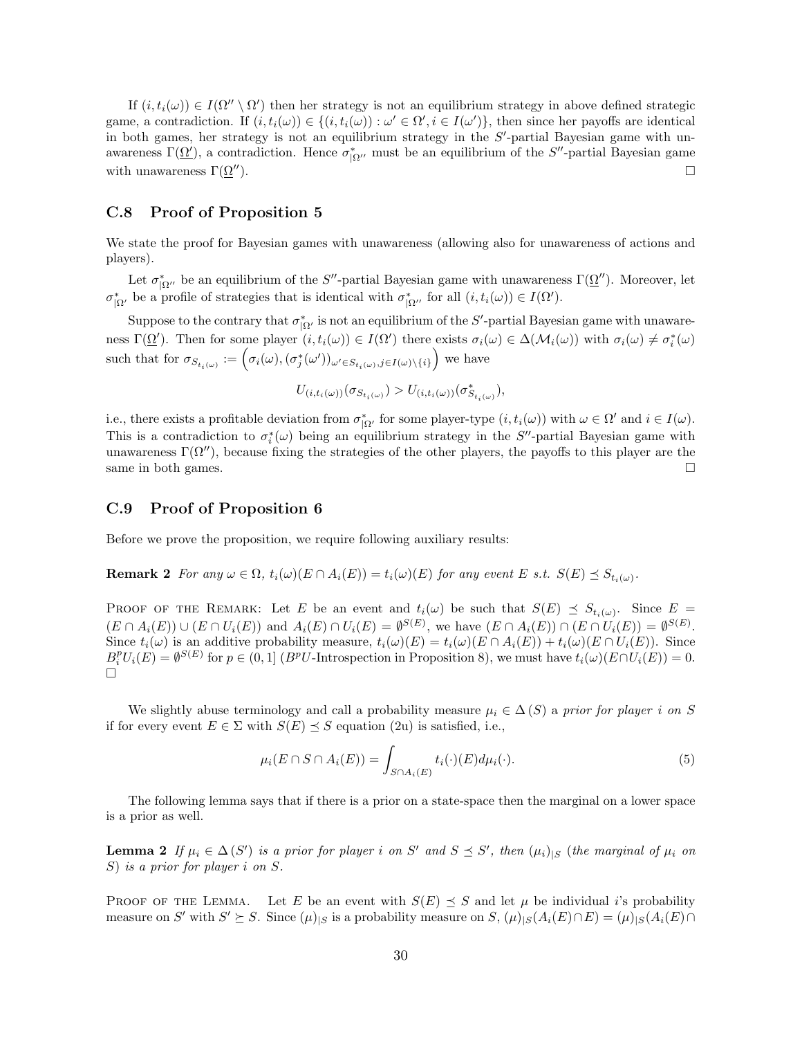If $(i, t_i(\omega)) \in I(\Omega'' \setminus \Omega')$ then her strategy is not an equilibrium strategy in above defined strategic game, a contradiction. If $(i, t_i(\omega)) \in \{(i, t_i(\omega)) : \omega' \in \Omega', i \in I(\omega')\}$, then since her payoffs are identical in both games, her strategy is not an equilibrium strategy in the $S'$-partial Bayesian game with unawareness $\Gamma(\underline{\Omega}')$, a contradiction. Hence $\sigma^*_{|\Omega''}$ must be an equilibrium of the $S''$-partial Bayesian game with unawareness $\Gamma(\underline{\Omega}'')$. □

## C.8 Proof of Proposition 5

We state the proof for Bayesian games with unawareness (allowing also for unawareness of actions and players).

Let $\sigma^*_{|\Omega''}$ be an equilibrium of the $S''$-partial Bayesian game with unawareness $\Gamma(\underline{\Omega}'')$. Moreover, let $\sigma^*_{|\Omega'}$ be a profile of strategies that is identical with $\sigma^*_{|\Omega''}$ for all $(i, t_i(\omega)) \in I(\Omega')$.

Suppose to the contrary that $\sigma^*_{|\Omega'}$ is not an equilibrium of the $S'$-partial Bayesian game with unawareness $\Gamma(\underline{\Omega}')$. Then for some player $(i, t_i(\omega)) \in I(\Omega')$ there exists $\sigma_i(\omega) \in \Delta(\mathcal{M}_i(\omega))$ with $\sigma_i(\omega) \neq \sigma^*_i(\omega)$ such that for $\sigma_{S_{t_i(\omega)}} := \left(\sigma_i(\omega), (\sigma^*_j(\omega'))_{\omega' \in S_{t_i(\omega)}, j \in I(\omega) \setminus \{i\}}\right)$ we have

$$U_{(i,t_i(\omega))}(\sigma_{S_{t_i(\omega)}}) > U_{(i,t_i(\omega))}(\sigma^*_{S_{t_i(\omega)}}),$$

i.e., there exists a profitable deviation from $\sigma^*_{|\Omega'}$ for some player-type $(i, t_i(\omega))$ with $\omega \in \Omega'$ and $i \in I(\omega)$. This is a contradiction to $\sigma^*_i(\omega)$ being an equilibrium strategy in the $S''$-partial Bayesian game with unawareness $\Gamma(\Omega'')$, because fixing the strategies of the other players, the payoffs to this player are the same in both games. □

## C.9 Proof of Proposition 6

Before we prove the proposition, we require following auxiliary results:

**Remark 2** *For any $\omega \in \Omega$, $t_i(\omega)(E \cap A_i(E)) = t_i(\omega)(E)$ for any event $E$ s.t. $S(E) \preceq S_{t_i(\omega)}$.*

Proof of the Remark: Let $E$ be an event and $t_i(\omega)$ be such that $S(E) \preceq S_{t_i(\omega)}$. Since $E = (E \cap A_i(E)) \cup (E \cap U_i(E))$ and $A_i(E) \cap U_i(E) = \emptyset^{S(E)}$, we have $(E \cap A_i(E)) \cap (E \cap U_i(E)) = \emptyset^{S(E)}$. Since $t_i(\omega)$ is an additive probability measure, $t_i(\omega)(E) = t_i(\omega)(E \cap A_i(E)) + t_i(\omega)(E \cap U_i(E))$. Since $B^p_i U_i(E) = \emptyset^{S(E)}$ for $p \in (0, 1]$ ($B^pU$-Introspection in Proposition 8), we must have $t_i(\omega)(E \cap U_i(E)) = 0$. □

We slightly abuse terminology and call a probability measure $\mu_i \in \Delta(S)$ a *prior for player $i$ on $S$* if for every event $E \in \Sigma$ with $S(E) \preceq S$ equation (2u) is satisfied, i.e.,

$$\mu_i(E \cap S \cap A_i(E)) = \int_{S \cap A_i(E)} t_i(\cdot)(E) d\mu_i(\cdot). \tag{5}$$

The following lemma says that if there is a prior on a state-space then the marginal on a lower space is a prior as well.

**Lemma 2** *If $\mu_i \in \Delta(S')$ is a prior for player $i$ on $S'$ and $S \preceq S'$, then $(\mu_i)_{|S}$ (the marginal of $\mu_i$ on $S$) is a prior for player $i$ on $S$.*

Proof of the Lemma. Let $E$ be an event with $S(E) \preceq S$ and let $\mu$ be individual $i$'s probability measure on $S'$ with $S' \succeq S$. Since $(\mu)_{|S}$ is a probability measure on $S$, $(\mu)_{|S}(A_i(E) \cap E) = (\mu)_{|S}(A_i(E) \cap$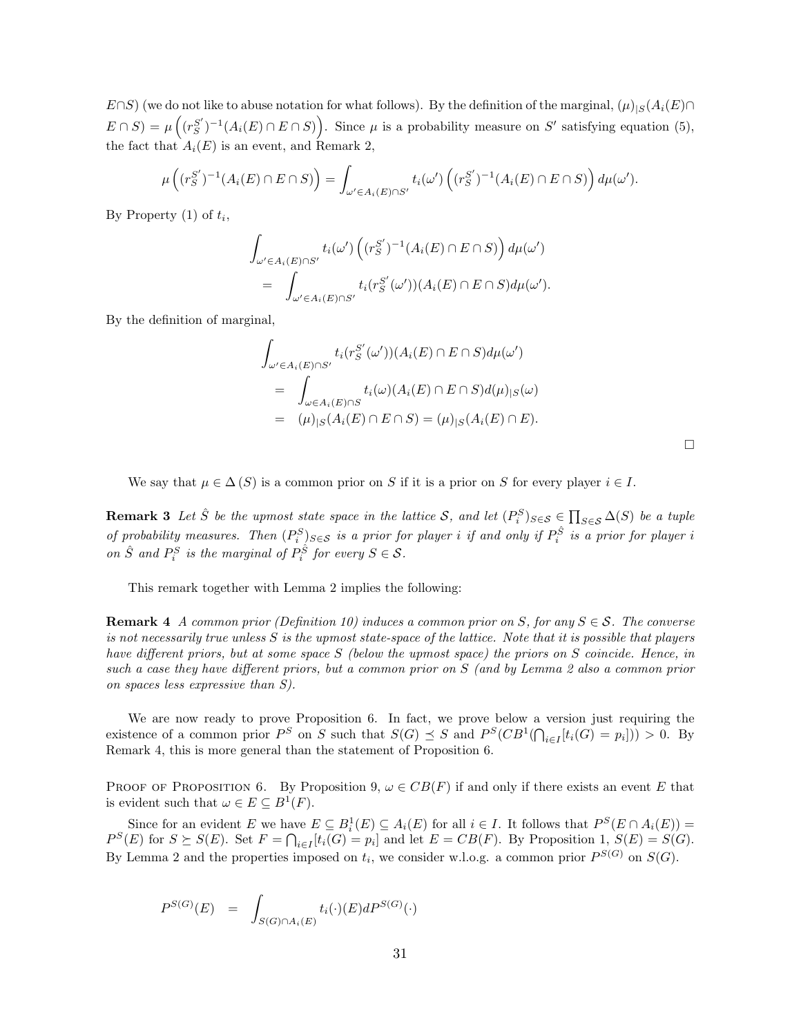$E \cap S$) (we do not like to abuse notation for what follows). By the definition of the marginal, $(\mu)_{|S}(A_i(E) \cap E \cap S) = \mu\left((r_S^{S'})^{-1}(A_i(E) \cap E \cap S)\right)$. Since $\mu$ is a probability measure on $S'$ satisfying equation (5), the fact that $A_i(E)$ is an event, and Remark 2,

$$\mu\left((r_S^{S'})^{-1}(A_i(E) \cap E \cap S)\right) = \int_{\omega' \in A_i(E) \cap S'} t_i(\omega')\left((r_S^{S'})^{-1}(A_i(E) \cap E \cap S)\right) d\mu(\omega').$$

By Property (1) of $t_i$,

$$\begin{aligned}
&\int_{\omega' \in A_i(E) \cap S'} t_i(\omega')\left((r_S^{S'})^{-1}(A_i(E) \cap E \cap S)\right) d\mu(\omega') \\
&= \int_{\omega' \in A_i(E) \cap S'} t_i(r_S^{S'}(\omega'))(A_i(E) \cap E \cap S) d\mu(\omega').
\end{aligned}$$

By the definition of marginal,

$$\begin{aligned}
&\int_{\omega' \in A_i(E) \cap S'} t_i(r_S^{S'}(\omega'))(A_i(E) \cap E \cap S) d\mu(\omega') \\
&= \int_{\omega \in A_i(E) \cap S} t_i(\omega)(A_i(E) \cap E \cap S) d(\mu)_{|S}(\omega) \\
&= (\mu)_{|S}(A_i(E) \cap E \cap S) = (\mu)_{|S}(A_i(E) \cap E).
\end{aligned}$$

□

We say that $\mu \in \Delta(S)$ is a common prior on $S$ if it is a prior on $S$ for every player $i \in I$.

**Remark 3** *Let $\hat{S}$ be the upmost state space in the lattice $\mathcal{S}$, and let $(P_i^S)_{S \in \mathcal{S}} \in \prod_{S \in \mathcal{S}} \Delta(S)$ be a tuple of probability measures. Then $(P_i^S)_{S \in \mathcal{S}}$ is a prior for player $i$ if and only if $P_i^{\hat{S}}$ is a prior for player $i$ on $\hat{S}$ and $P_i^S$ is the marginal of $P_i^{\hat{S}}$ for every $S \in \mathcal{S}$.*

This remark together with Lemma 2 implies the following:

**Remark 4** *A common prior (Definition 10) induces a common prior on $S$, for any $S \in \mathcal{S}$. The converse is not necessarily true unless $S$ is the upmost state-space of the lattice. Note that it is possible that players have different priors, but at some space $S$ (below the upmost space) the priors on $S$ coincide. Hence, in such a case they have different priors, but a common prior on $S$ (and by Lemma 2 also a common prior on spaces less expressive than $S$).*

We are now ready to prove Proposition 6. In fact, we prove below a version just requiring the existence of a common prior $P^S$ on $S$ such that $S(G) \preceq S$ and $P^S(CB^1(\bigcap_{i \in I}[t_i(G) = p_i])) > 0$. By Remark 4, this is more general than the statement of Proposition 6.

Proof of Proposition 6. By Proposition 9, $\omega \in CB(F)$ if and only if there exists an event $E$ that is evident such that $\omega \in E \subseteq B^1(F)$.

Since for an evident $E$ we have $E \subseteq B_i^1(E) \subseteq A_i(E)$ for all $i \in I$. It follows that $P^S(E \cap A_i(E)) = P^S(E)$ for $S \succeq S(E)$. Set $F = \bigcap_{i \in I}[t_i(G) = p_i]$ and let $E = CB(F)$. By Proposition 1, $S(E) = S(G)$. By Lemma 2 and the properties imposed on $t_i$, we consider w.l.o.g. a common prior $P^{S(G)}$ on $S(G)$.

$$P^{S(G)}(E) \quad = \quad \int_{S(G) \cap A_i(E)} t_i(\cdot)(E) dP^{S(G)}(\cdot)$$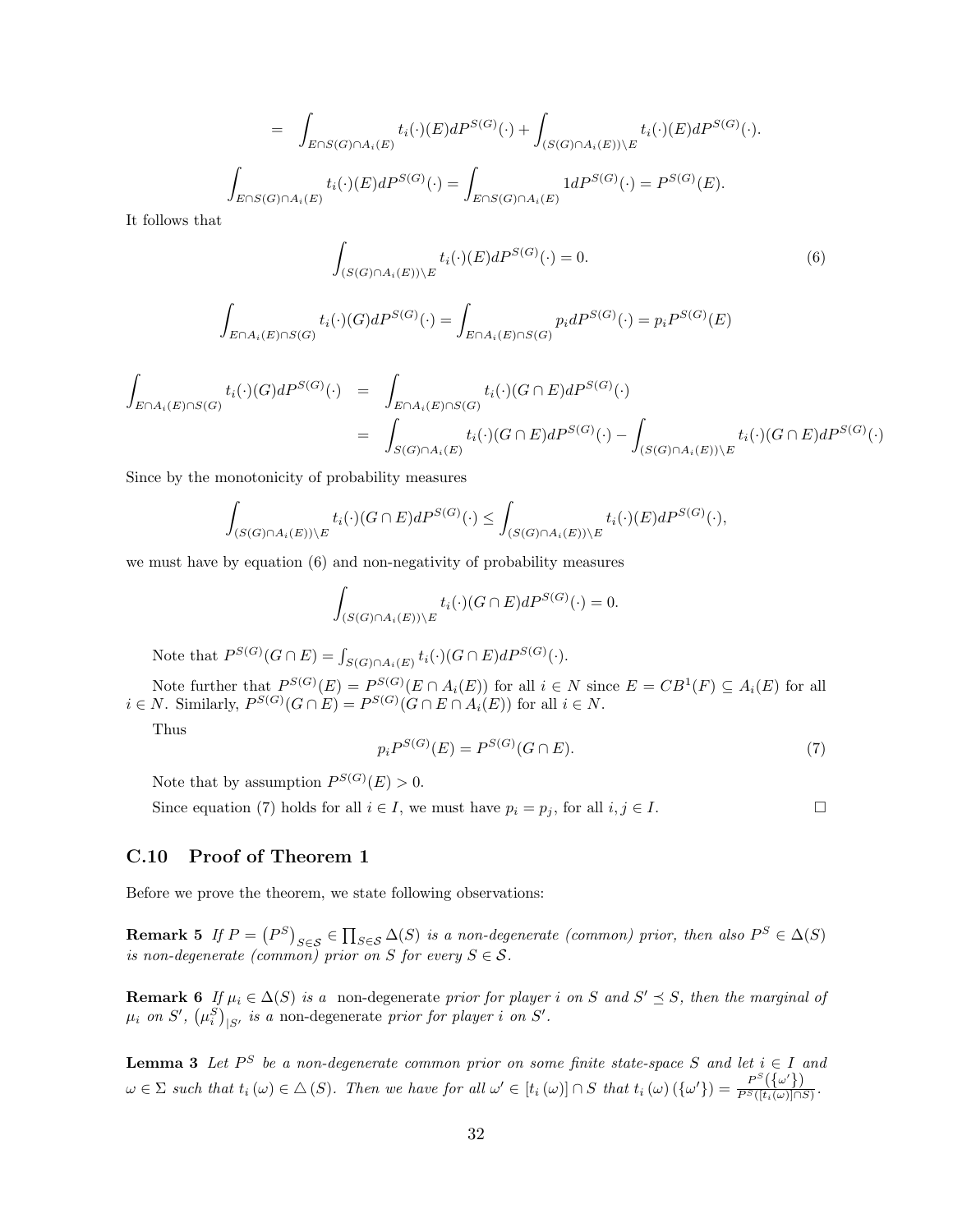$$= \int_{E \cap S(G) \cap A_i(E)} t_i(\cdot)(E) dP^{S(G)}(\cdot) + \int_{(S(G) \cap A_i(E)) \setminus E} t_i(\cdot)(E) dP^{S(G)}(\cdot).$$

$$\int_{E \cap S(G) \cap A_i(E)} t_i(\cdot)(E) dP^{S(G)}(\cdot) = \int_{E \cap S(G) \cap A_i(E)} 1 dP^{S(G)}(\cdot) = P^{S(G)}(E).$$

It follows that

$$\int_{(S(G) \cap A_i(E)) \setminus E} t_i(\cdot)(E) dP^{S(G)}(\cdot) = 0. \tag{6}$$

$$\int_{E \cap A_i(E) \cap S(G)} t_i(\cdot)(G) dP^{S(G)}(\cdot) = \int_{E \cap A_i(E) \cap S(G)} p_i dP^{S(G)}(\cdot) = p_i P^{S(G)}(E)$$

$$\begin{aligned}
\int_{E \cap A_i(E) \cap S(G)} t_i(\cdot)(G) dP^{S(G)}(\cdot) &= \int_{E \cap A_i(E) \cap S(G)} t_i(\cdot)(G \cap E) dP^{S(G)}(\cdot) \\
&= \int_{S(G) \cap A_i(E)} t_i(\cdot)(G \cap E) dP^{S(G)}(\cdot) - \int_{(S(G) \cap A_i(E)) \setminus E} t_i(\cdot)(G \cap E) dP^{S(G)}(\cdot)
\end{aligned}$$

Since by the monotonicity of probability measures

$$\int_{(S(G) \cap A_i(E)) \setminus E} t_i(\cdot)(G \cap E) dP^{S(G)}(\cdot) \leq \int_{(S(G) \cap A_i(E)) \setminus E} t_i(\cdot)(E) dP^{S(G)}(\cdot),$$

we must have by equation (6) and non-negativity of probability measures

$$\int_{(S(G) \cap A_i(E)) \setminus E} t_i(\cdot)(G \cap E) dP^{S(G)}(\cdot) = 0.$$

Note that $P^{S(G)}(G \cap E) = \int_{S(G) \cap A_i(E)} t_i(\cdot)(G \cap E) dP^{S(G)}(\cdot)$.

Note further that $P^{S(G)}(E) = P^{S(G)}(E \cap A_i(E))$ for all $i \in N$ since $E = CB^1(F) \subseteq A_i(E)$ for all $i \in N$. Similarly, $P^{S(G)}(G \cap E) = P^{S(G)}(G \cap E \cap A_i(E))$ for all $i \in N$.

Thus

$$p_i P^{S(G)}(E) = P^{S(G)}(G \cap E). \tag{7}$$

Note that by assumption $P^{S(G)}(E) > 0$.

Since equation (7) holds for all $i \in I$, we must have $p_i = p_j$, for all $i, j \in I$. □

### C.10 Proof of Theorem 1

Before we prove the theorem, we state following observations:

**Remark 5** *If $P = (P^S)_{S \in \mathcal{S}} \in \prod_{S \in \mathcal{S}} \Delta(S)$ is a non-degenerate (common) prior, then also $P^S \in \Delta(S)$ is non-degenerate (common) prior on $S$ for every $S \in \mathcal{S}$.*

**Remark 6** *If $\mu_i \in \Delta(S)$ is a* non-degenerate *prior for player $i$ on $S$ and $S' \preceq S$, then the marginal of $\mu_i$ on $S'$, $(\mu_i^S)_{|S'}$ is a* non-degenerate *prior for player $i$ on $S'$.*

**Lemma 3** *Let $P^S$ be a non-degenerate common prior on some finite state-space $S$ and let $i \in I$ and $\omega \in \Sigma$ such that $t_i(\omega) \in \triangle(S)$. Then we have for all $\omega' \in [t_i(\omega)] \cap S$ that $t_i(\omega)(\{\omega'\}) = \frac{P^S(\{\omega'\})}{P^S([t_i(\omega)] \cap S)}$.*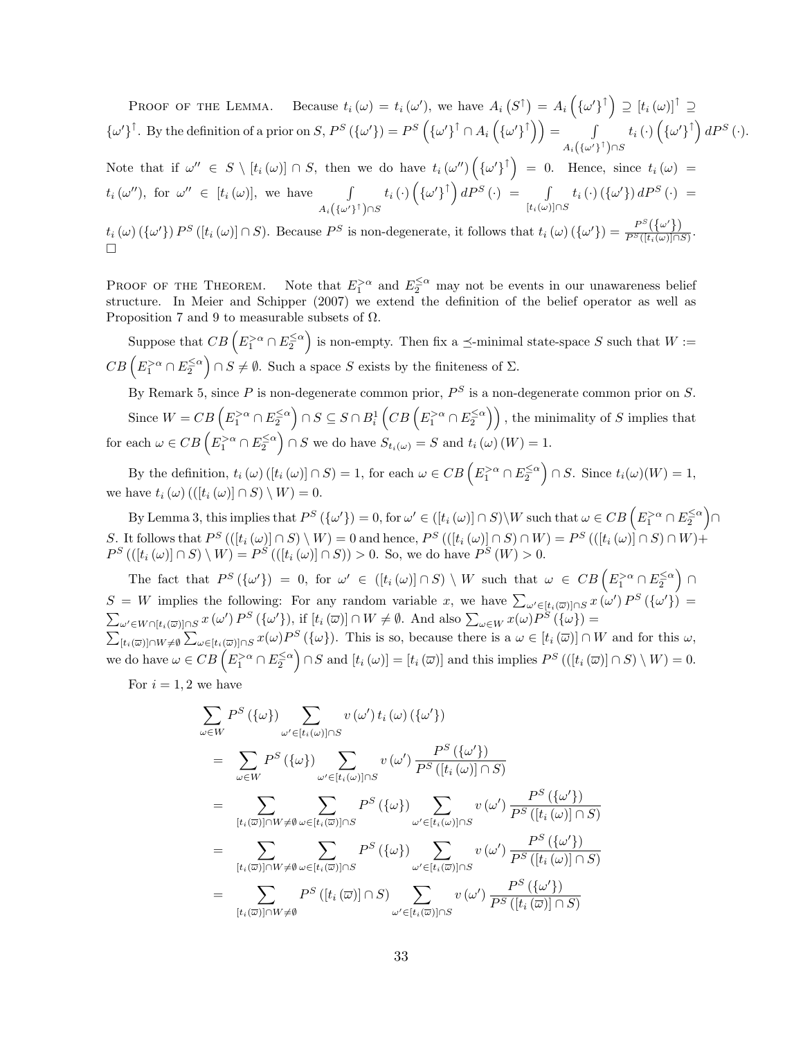Proof of the Lemma. Because $t_i(\omega) = t_i(\omega')$, we have $A_i(S^{\uparrow}) = A_i\left(\{\omega'\}^{\uparrow}\right) \supseteq [t_i(\omega)]^{\uparrow} \supseteq \{\omega'\}^{\uparrow}$. By the definition of a prior on $S$, $P^S(\{\omega'\}) = P^S\left(\{\omega'\}^{\uparrow} \cap A_i\left(\{\omega'\}^{\uparrow}\right)\right) = \int_{A_i\left(\{\omega'\}^{\uparrow}\right) \cap S} t_i(\cdot)\left(\{\omega'\}^{\uparrow}\right) dP^S(\cdot)$. Note that if $\omega'' \in S \setminus [t_i(\omega)] \cap S$, then we do have $t_i(\omega'')\left(\{\omega'\}^{\uparrow}\right) = 0$. Hence, since $t_i(\omega) = t_i(\omega'')$, for $\omega'' \in [t_i(\omega)]$, we have $\int_{A_i\left(\{\omega'\}^{\uparrow}\right) \cap S} t_i(\cdot)\left(\{\omega'\}^{\uparrow}\right) dP^S(\cdot) = \int_{[t_i(\omega)] \cap S} t_i(\cdot)(\{\omega'\}) dP^S(\cdot) = t_i(\omega)(\{\omega'\}) P^S([t_i(\omega)] \cap S)$. Because $P^S$ is non-degenerate, it follows that $t_i(\omega)(\{\omega'\}) = \frac{P^S(\{\omega'\})}{P^S([t_i(\omega)] \cap S)}$. □

Proof of the Theorem. Note that $E_1^{>\alpha}$ and $E_2^{\leq \alpha}$ may not be events in our unawareness belief structure. In Meier and Schipper (2007) we extend the definition of the belief operator as well as Proposition 7 and 9 to measurable subsets of $\Omega$.

Suppose that $CB\left(E_1^{>\alpha} \cap E_2^{\leq \alpha}\right)$ is non-empty. Then fix a $\preceq$-minimal state-space $S$ such that $W := CB\left(E_1^{>\alpha} \cap E_2^{\leq \alpha}\right) \cap S \neq \emptyset$. Such a space $S$ exists by the finiteness of $\Sigma$.

By Remark 5, since $P$ is non-degenerate common prior, $P^S$ is a non-degenerate common prior on $S$.

Since $W = CB\left(E_1^{>\alpha} \cap E_2^{\leq \alpha}\right) \cap S \subseteq S \cap B_i^1\left(CB\left(E_1^{>\alpha} \cap E_2^{\leq \alpha}\right)\right)$, the minimality of $S$ implies that for each $\omega \in CB\left(E_1^{>\alpha} \cap E_2^{\leq \alpha}\right) \cap S$ we do have $S_{t_i(\omega)} = S$ and $t_i(\omega)(W) = 1$.

By the definition, $t_i(\omega)([t_i(\omega)] \cap S) = 1$, for each $\omega \in CB\left(E_1^{>\alpha} \cap E_2^{\leq \alpha}\right) \cap S$. Since $t_i(\omega)(W) = 1$, we have $t_i(\omega)(([t_i(\omega)] \cap S) \setminus W) = 0$.

By Lemma 3, this implies that $P^S(\{\omega'\}) = 0$, for $\omega' \in ([t_i(\omega)] \cap S) \setminus W$ such that $\omega \in CB\left(E_1^{>\alpha} \cap E_2^{\leq \alpha}\right) \cap S$. It follows that $P^S(([t_i(\omega)] \cap S) \setminus W) = 0$ and hence, $P^S(([t_i(\omega)] \cap S) \cap W) = P^S(([t_i(\omega)] \cap S) \cap W) + P^S(([t_i(\omega)] \cap S) \setminus W) = P^S(([t_i(\omega)] \cap S)) > 0$. So, we do have $P^S(W) > 0$.

The fact that $P^S(\{\omega'\}) = 0$, for $\omega' \in ([t_i(\omega)] \cap S) \setminus W$ such that $\omega \in CB\left(E_1^{>\alpha} \cap E_2^{\leq \alpha}\right) \cap S = W$ implies the following: For any random variable $x$, we have $\sum_{\omega' \in [t_i(\varpi)] \cap S} x(\omega') P^S(\{\omega'\}) = \sum_{\omega' \in W \cap [t_i(\varpi)] \cap S} x(\omega') P^S(\{\omega'\})$, if $[t_i(\varpi)] \cap W \neq \emptyset$. And also $\sum_{\omega \in W} x(\omega) P^S(\{\omega\}) = \sum_{[t_i(\varpi)] \cap W \neq \emptyset} \sum_{\omega \in [t_i(\varpi)] \cap S} x(\omega) P^S(\{\omega\})$. This is so, because there is a $\omega \in [t_i(\varpi)] \cap W$ and for this $\omega$, we do have $\omega \in CB\left(E_1^{>\alpha} \cap E_2^{\leq \alpha}\right) \cap S$ and $[t_i(\omega)] = [t_i(\varpi)]$ and this implies $P^S(([t_i(\varpi)] \cap S) \setminus W) = 0$.

For $i = 1, 2$ we have

$$
\begin{aligned}
& \sum_{\omega \in W} P^S(\{\omega\}) \sum_{\omega' \in [t_i(\omega)] \cap S} v(\omega') t_i(\omega)(\{\omega'\}) \\
= & \sum_{\omega \in W} P^S(\{\omega\}) \sum_{\omega' \in [t_i(\omega)] \cap S} v(\omega') \frac{P^S(\{\omega'\})}{P^S([t_i(\omega)] \cap S)} \\
= & \sum_{[t_i(\varpi)] \cap W \neq \emptyset} \sum_{\omega \in [t_i(\varpi)] \cap S} P^S(\{\omega\}) \sum_{\omega' \in [t_i(\omega)] \cap S} v(\omega') \frac{P^S(\{\omega'\})}{P^S([t_i(\omega)] \cap S)} \\
= & \sum_{[t_i(\varpi)] \cap W \neq \emptyset} \sum_{\omega \in [t_i(\varpi)] \cap S} P^S(\{\omega\}) \sum_{\omega' \in [t_i(\varpi)] \cap S} v(\omega') \frac{P^S(\{\omega'\})}{P^S([t_i(\omega)] \cap S)} \\
= & \sum_{[t_i(\varpi)] \cap W \neq \emptyset} P^S([t_i(\varpi)] \cap S) \sum_{\omega' \in [t_i(\varpi)] \cap S} v(\omega') \frac{P^S(\{\omega'\})}{P^S([t_i(\varpi)] \cap S)}
\end{aligned}
$$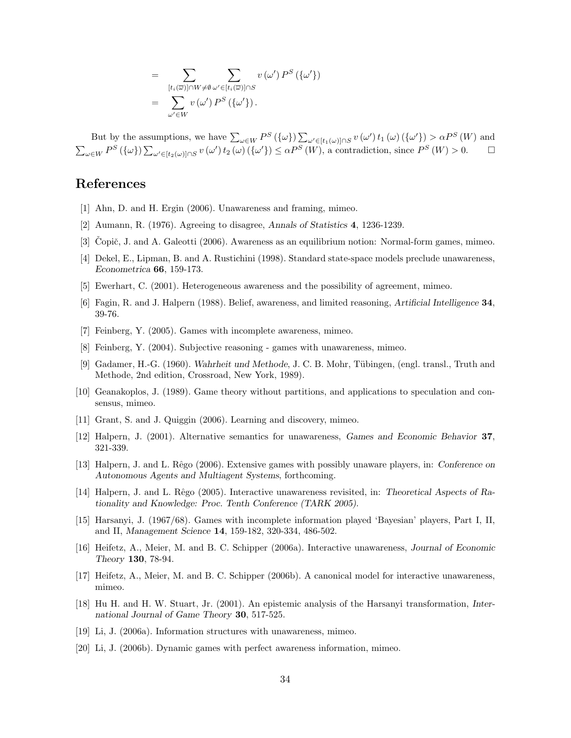$$
\begin{aligned}
&= \sum_{[t_i(\overline{\omega})] \cap W \neq \emptyset} \sum_{\omega' \in [t_i(\overline{\omega})] \cap S} v(\omega') P^S(\{\omega'\}) \\
&= \sum_{\omega' \in W} v(\omega') P^S(\{\omega'\}).
\end{aligned}
$$

But by the assumptions, we have $\sum_{\omega \in W} P^S(\{\omega\}) \sum_{\omega' \in [t_1(\omega)] \cap S} v(\omega') t_1(\omega)(\{\omega'\}) > \alpha P^S(W)$ and $\sum_{\omega \in W} P^S(\{\omega\}) \sum_{\omega' \in [t_2(\omega)] \cap S} v(\omega') t_2(\omega)(\{\omega'\}) \leq \alpha P^S(W)$, a contradiction, since $P^S(W) > 0$. □

## References

[1] Ahn, D. and H. Ergin (2006). Unawareness and framing, mimeo.

[2] Aumann, R. (1976). Agreeing to disagree, *Annals of Statistics* **4**, 1236-1239.

[3] Čopič, J. and A. Galeotti (2006). Awareness as an equilibrium notion: Normal-form games, mimeo.

[4] Dekel, E., Lipman, B. and A. Rustichini (1998). Standard state-space models preclude unawareness, *Econometrica* **66**, 159-173.

[5] Ewerhart, C. (2001). Heterogeneous awareness and the possibility of agreement, mimeo.

[6] Fagin, R. and J. Halpern (1988). Belief, awareness, and limited reasoning, *Artificial Intelligence* **34**, 39-76.

[7] Feinberg, Y. (2005). Games with incomplete awareness, mimeo.

[8] Feinberg, Y. (2004). Subjective reasoning - games with unawareness, mimeo.

[9] Gadamer, H.-G. (1960). *Wahrheit und Methode*, J. C. B. Mohr, Tübingen, (engl. transl., Truth and Methode, 2nd edition, Crossroad, New York, 1989).

[10] Geanakoplos, J. (1989). Game theory without partitions, and applications to speculation and consensus, mimeo.

[11] Grant, S. and J. Quiggin (2006). Learning and discovery, mimeo.

[12] Halpern, J. (2001). Alternative semantics for unawareness, *Games and Economic Behavior* **37**, 321-339.

[13] Halpern, J. and L. Rêgo (2006). Extensive games with possibly unaware players, in: *Conference on Autonomous Agents and Multiagent Systems*, forthcoming.

[14] Halpern, J. and L. Rêgo (2005). Interactive unawareness revisited, in: *Theoretical Aspects of Rationality and Knowledge: Proc. Tenth Conference (TARK 2005)*.

[15] Harsanyi, J. (1967/68). Games with incomplete information played 'Bayesian' players, Part I, II, and II, *Management Science* **14**, 159-182, 320-334, 486-502.

[16] Heifetz, A., Meier, M. and B. C. Schipper (2006a). Interactive unawareness, *Journal of Economic Theory* **130**, 78-94.

[17] Heifetz, A., Meier, M. and B. C. Schipper (2006b). A canonical model for interactive unawareness, mimeo.

[18] Hu H. and H. W. Stuart, Jr. (2001). An epistemic analysis of the Harsanyi transformation, *International Journal of Game Theory* **30**, 517-525.

[19] Li, J. (2006a). Information structures with unawareness, mimeo.

[20] Li, J. (2006b). Dynamic games with perfect awareness information, mimeo.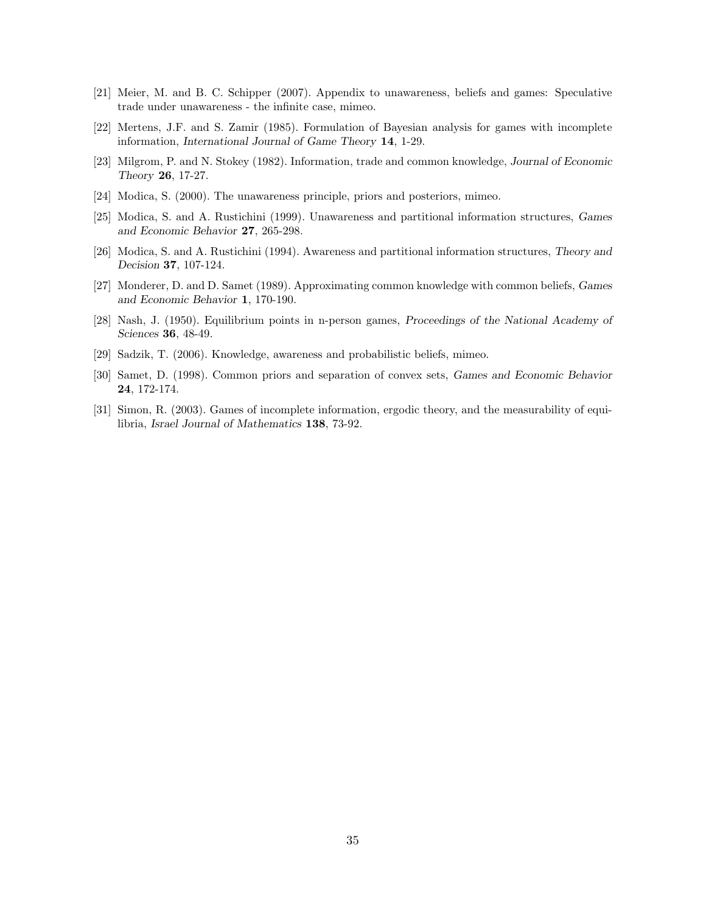[21] Meier, M. and B. C. Schipper (2007). Appendix to unawareness, beliefs and games: Speculative trade under unawareness - the infinite case, mimeo.

[22] Mertens, J.F. and S. Zamir (1985). Formulation of Bayesian analysis for games with incomplete information, *International Journal of Game Theory* **14**, 1-29.

[23] Milgrom, P. and N. Stokey (1982). Information, trade and common knowledge, *Journal of Economic Theory* **26**, 17-27.

[24] Modica, S. (2000). The unawareness principle, priors and posteriors, mimeo.

[25] Modica, S. and A. Rustichini (1999). Unawareness and partitional information structures, *Games and Economic Behavior* **27**, 265-298.

[26] Modica, S. and A. Rustichini (1994). Awareness and partitional information structures, *Theory and Decision* **37**, 107-124.

[27] Monderer, D. and D. Samet (1989). Approximating common knowledge with common beliefs, *Games and Economic Behavior* **1**, 170-190.

[28] Nash, J. (1950). Equilibrium points in n-person games, *Proceedings of the National Academy of Sciences* **36**, 48-49.

[29] Sadzik, T. (2006). Knowledge, awareness and probabilistic beliefs, mimeo.

[30] Samet, D. (1998). Common priors and separation of convex sets, *Games and Economic Behavior* **24**, 172-174.

[31] Simon, R. (2003). Games of incomplete information, ergodic theory, and the measurability of equilibria, *Israel Journal of Mathematics* **138**, 73-92.